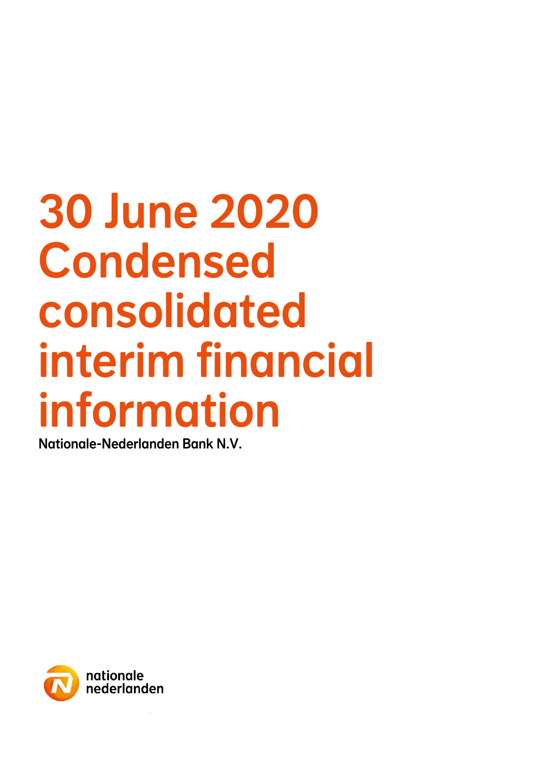# 30 June 2020 Condensed consolidated interim financial information

**Nationale-Nederlanden Bank N.V.**

nationale nederlanden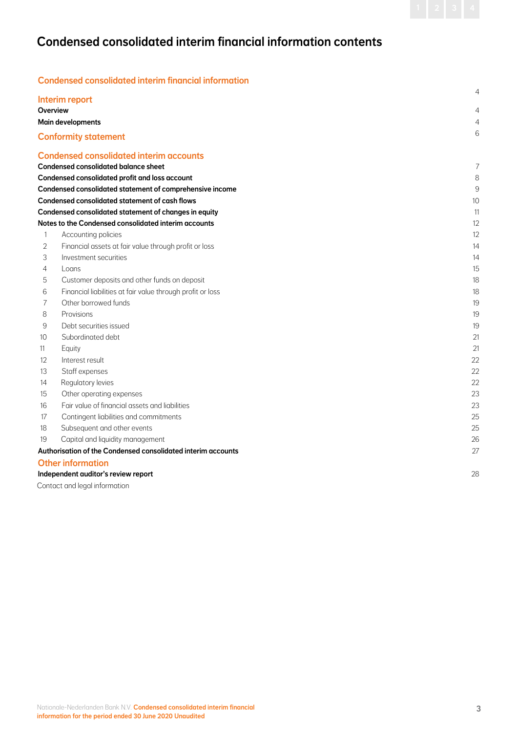# Condensed consolidated interim financial information contents

| | | |
|---|---|---|
| **Condensed consolidated interim financial information** | | |
| **Interim report** | | 4 |
| **Overview** | | 4 |
| **Main developments** | | 4 |
| **Conformity statement** | | 6 |
| **Condensed consolidated interim accounts** | | |
| **Condensed consolidated balance sheet** | | 7 |
| **Condensed consolidated profit and loss account** | | 8 |
| **Condensed consolidated statement of comprehensive income** | | 9 |
| **Condensed consolidated statement of cash flows** | | 10 |
| **Condensed consolidated statement of changes in equity** | | 11 |
| **Notes to the Condensed consolidated interim accounts** | | 12 |
| 1 | Accounting policies | 12 |
| 2 | Financial assets at fair value through profit or loss | 14 |
| 3 | Investment securities | 14 |
| 4 | Loans | 15 |
| 5 | Customer deposits and other funds on deposit | 18 |
| 6 | Financial liabilities at fair value through profit or loss | 18 |
| 7 | Other borrowed funds | 19 |
| 8 | Provisions | 19 |
| 9 | Debt securities issued | 19 |
| 10 | Subordinated debt | 21 |
| 11 | Equity | 21 |
| 12 | Interest result | 22 |
| 13 | Staff expenses | 22 |
| 14 | Regulatory levies | 22 |
| 15 | Other operating expenses | 23 |
| 16 | Fair value of financial assets and liabilities | 23 |
| 17 | Contingent liabilities and commitments | 25 |
| 18 | Subsequent and other events | 25 |
| 19 | Capital and liquidity management | 26 |
| **Authorisation of the Condensed consolidated interim accounts** | | 27 |
| **Other information** | | |
| **Independent auditor's review report** | | 28 |
| Contact and legal information | | |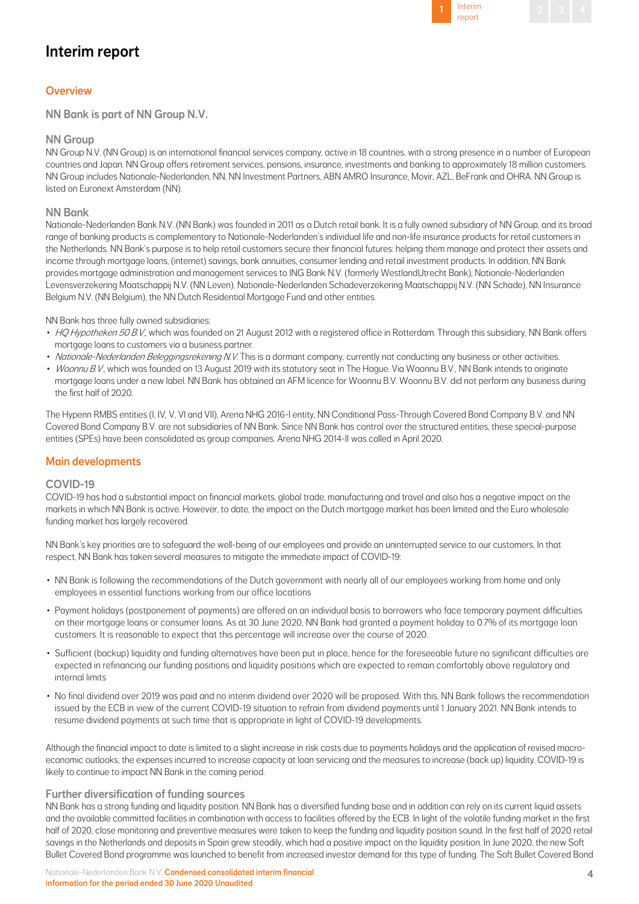# Interim report

## Overview

### NN Bank is part of NN Group N.V.

### NN Group

NN Group N.V. (NN Group) is an international financial services company, active in 18 countries, with a strong presence in a number of European countries and Japan. NN Group offers retirement services, pensions, insurance, investments and banking to approximately 18 million customers. NN Group includes Nationale-Nederlanden, NN, NN Investment Partners, ABN AMRO Insurance, Movir, AZL, BeFrank and OHRA. NN Group is listed on Euronext Amsterdam (NN).

### NN Bank

Nationale-Nederlanden Bank N.V. (NN Bank) was founded in 2011 as a Dutch retail bank. It is a fully owned subsidiary of NN Group, and its broad range of banking products is complementary to Nationale-Nederlanden's individual life and non-life insurance products for retail customers in the Netherlands. NN Bank's purpose is to help retail customers secure their financial futures: helping them manage and protect their assets and income through mortgage loans, (internet) savings, bank annuities, consumer lending and retail investment products. In addition, NN Bank provides mortgage administration and management services to ING Bank N.V. (formerly WestlandUtrecht Bank), Nationale-Nederlanden Levensverzekering Maatschappij N.V. (NN Leven), Nationale-Nederlanden Schadeverzekering Maatschappij N.V. (NN Schade), NN Insurance Belgium N.V. (NN Belgium), the NN Dutch Residential Mortgage Fund and other entities.

NN Bank has three fully owned subsidiaries:

- *HQ Hypotheken 50 B.V.*, which was founded on 21 August 2012 with a registered office in Rotterdam. Through this subsidiary, NN Bank offers mortgage loans to customers via a business partner.
- *Nationale-Nederlanden Beleggingsrekening N.V.* This is a dormant company, currently not conducting any business or other activities.
- *Woonnu B.V.*, which was founded on 13 August 2019 with its statutory seat in The Hague. Via Woonnu B.V., NN Bank intends to originate mortgage loans under a new label. NN Bank has obtained an AFM licence for Woonnu B.V. Woonnu B.V. did not perform any business during the first half of 2020.

The Hypenn RMBS entities (I, IV, V, VI and VII), Arena NHG 2016-I entity, NN Conditional Pass-Through Covered Bond Company B.V. and NN Covered Bond Company B.V. are not subsidiaries of NN Bank. Since NN Bank has control over the structured entities, these special-purpose entities (SPEs) have been consolidated as group companies. Arena NHG 2014-II was called in April 2020.

## Main developments

### COVID-19

COVID-19 has had a substantial impact on financial markets, global trade, manufacturing and travel and also has a negative impact on the markets in which NN Bank is active. However, to date, the impact on the Dutch mortgage market has been limited and the Euro wholesale funding market has largely recovered.

NN Bank's key priorities are to safeguard the well-being of our employees and provide an uninterrupted service to our customers. In that respect, NN Bank has taken several measures to mitigate the immediate impact of COVID-19:

- NN Bank is following the recommendations of the Dutch government with nearly all of our employees working from home and only employees in essential functions working from our office locations
- Payment holidays (postponement of payments) are offered on an individual basis to borrowers who face temporary payment difficulties on their mortgage loans or consumer loans. As at 30 June 2020, NN Bank had granted a payment holiday to 0.7% of its mortgage loan customers. It is reasonable to expect that this percentage will increase over the course of 2020.
- Sufficient (backup) liquidity and funding alternatives have been put in place, hence for the foreseeable future no significant difficulties are expected in refinancing our funding positions and liquidity positions which are expected to remain comfortably above regulatory and internal limits
- No final dividend over 2019 was paid and no interim dividend over 2020 will be proposed. With this, NN Bank follows the recommendation issued by the ECB in view of the current COVID-19 situation to refrain from dividend payments until 1 January 2021. NN Bank intends to resume dividend payments at such time that is appropriate in light of COVID-19 developments.

Although the financial impact to date is limited to a slight increase in risk costs due to payments holidays and the application of revised macro-economic outlooks, the expenses incurred to increase capacity at loan servicing and the measures to increase (back up) liquidity, COVID-19 is likely to continue to impact NN Bank in the coming period.

### Further diversification of funding sources

NN Bank has a strong funding and liquidity position. NN Bank has a diversified funding base and in addition can rely on its current liquid assets and the available committed facilities in combination with access to facilities offered by the ECB. In light of the volatile funding market in the first half of 2020, close monitoring and preventive measures were taken to keep the funding and liquidity position sound. In the first half of 2020 retail savings in the Netherlands and deposits in Spain grew steadily, which had a positive impact on the liquidity position. In June 2020, the new Soft Bullet Covered Bond programme was launched to benefit from increased investor demand for this type of funding. The Soft Bullet Covered Bond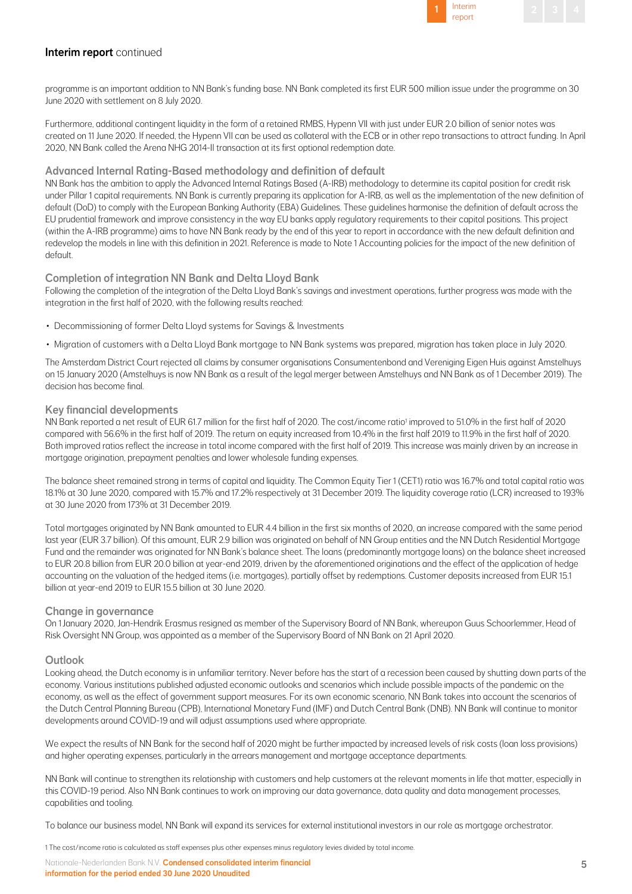## Interim report continued

programme is an important addition to NN Bank's funding base. NN Bank completed its first EUR 500 million issue under the programme on 30 June 2020 with settlement on 8 July 2020.

Furthermore, additional contingent liquidity in the form of a retained RMBS, Hypenn VII with just under EUR 2.0 billion of senior notes was created on 11 June 2020. If needed, the Hypenn VII can be used as collateral with the ECB or in other repo transactions to attract funding. In April 2020, NN Bank called the Arena NHG 2014-II transaction at its first optional redemption date.

### Advanced Internal Rating-Based methodology and definition of default

NN Bank has the ambition to apply the Advanced Internal Ratings Based (A-IRB) methodology to determine its capital position for credit risk under Pillar 1 capital requirements. NN Bank is currently preparing its application for A-IRB, as well as the implementation of the new definition of default (DoD) to comply with the European Banking Authority (EBA) Guidelines. These guidelines harmonise the definition of default across the EU prudential framework and improve consistency in the way EU banks apply regulatory requirements to their capital positions. This project (within the A-IRB programme) aims to have NN Bank ready by the end of this year to report in accordance with the new default definition and redevelop the models in line with this definition in 2021. Reference is made to Note 1 Accounting policies for the impact of the new definition of default.

### Completion of integration NN Bank and Delta Lloyd Bank

Following the completion of the integration of the Delta Lloyd Bank's savings and investment operations, further progress was made with the integration in the first half of 2020, with the following results reached:

- Decommissioning of former Delta Lloyd systems for Savings & Investments
- Migration of customers with a Delta Lloyd Bank mortgage to NN Bank systems was prepared, migration has taken place in July 2020.

The Amsterdam District Court rejected all claims by consumer organisations Consumentenbond and Vereniging Eigen Huis against Amstelhuys on 15 January 2020 (Amstelhuys is now NN Bank as a result of the legal merger between Amstelhuys and NN Bank as of 1 December 2019). The decision has become final.

### Key financial developments

NN Bank reported a net result of EUR 61.7 million for the first half of 2020. The cost/income ratio[1] improved to 51.0% in the first half of 2020 compared with 56.6% in the first half of 2019. The return on equity increased from 10.4% in the first half 2019 to 11.9% in the first half of 2020. Both improved ratios reflect the increase in total income compared with the first half of 2019. This increase was mainly driven by an increase in mortgage origination, prepayment penalties and lower wholesale funding expenses.

The balance sheet remained strong in terms of capital and liquidity. The Common Equity Tier 1 (CET1) ratio was 16.7% and total capital ratio was 18.1% at 30 June 2020, compared with 15.7% and 17.2% respectively at 31 December 2019. The liquidity coverage ratio (LCR) increased to 193% at 30 June 2020 from 173% at 31 December 2019.

Total mortgages originated by NN Bank amounted to EUR 4.4 billion in the first six months of 2020, an increase compared with the same period last year (EUR 3.7 billion). Of this amount, EUR 2.9 billion was originated on behalf of NN Group entities and the NN Dutch Residential Mortgage Fund and the remainder was originated for NN Bank's balance sheet. The loans (predominantly mortgage loans) on the balance sheet increased to EUR 20.8 billion from EUR 20.0 billion at year-end 2019, driven by the aforementioned originations and the effect of the application of hedge accounting on the valuation of the hedged items (i.e. mortgages), partially offset by redemptions. Customer deposits increased from EUR 15.1 billion at year-end 2019 to EUR 15.5 billion at 30 June 2020.

### Change in governance

On 1 January 2020, Jan-Hendrik Erasmus resigned as member of the Supervisory Board of NN Bank, whereupon Guus Schoorlemmer, Head of Risk Oversight NN Group, was appointed as a member of the Supervisory Board of NN Bank on 21 April 2020.

### Outlook

Looking ahead, the Dutch economy is in unfamiliar territory. Never before has the start of a recession been caused by shutting down parts of the economy. Various institutions published adjusted economic outlooks and scenarios which include possible impacts of the pandemic on the economy, as well as the effect of government support measures. For its own economic scenario, NN Bank takes into account the scenarios of the Dutch Central Planning Bureau (CPB), International Monetary Fund (IMF) and Dutch Central Bank (DNB). NN Bank will continue to monitor developments around COVID-19 and will adjust assumptions used where appropriate.

We expect the results of NN Bank for the second half of 2020 might be further impacted by increased levels of risk costs (loan loss provisions) and higher operating expenses, particularly in the arrears management and mortgage acceptance departments.

NN Bank will continue to strengthen its relationship with customers and help customers at the relevant moments in life that matter, especially in this COVID-19 period. Also NN Bank continues to work on improving our data governance, data quality and data management processes, capabilities and tooling.

To balance our business model, NN Bank will expand its services for external institutional investors in our role as mortgage orchestrator.

[1] The cost/income ratio is calculated as staff expenses plus other expenses minus regulatory levies divided by total income.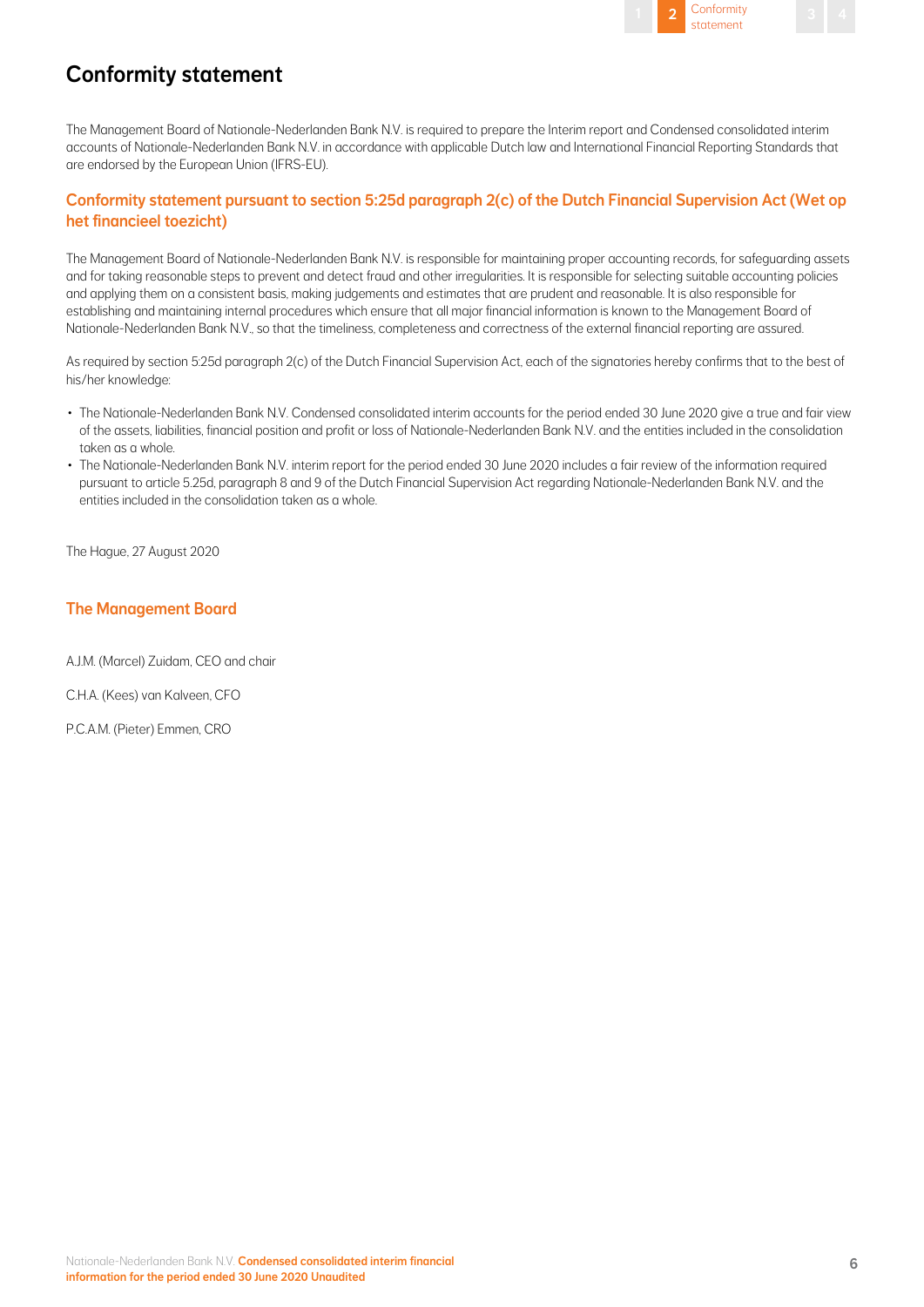# Conformity statement

The Management Board of Nationale-Nederlanden Bank N.V. is required to prepare the Interim report and Condensed consolidated interim accounts of Nationale-Nederlanden Bank N.V. in accordance with applicable Dutch law and International Financial Reporting Standards that are endorsed by the European Union (IFRS-EU).

## Conformity statement pursuant to section 5:25d paragraph 2(c) of the Dutch Financial Supervision Act (Wet op het financieel toezicht)

The Management Board of Nationale-Nederlanden Bank N.V. is responsible for maintaining proper accounting records, for safeguarding assets and for taking reasonable steps to prevent and detect fraud and other irregularities. It is responsible for selecting suitable accounting policies and applying them on a consistent basis, making judgements and estimates that are prudent and reasonable. It is also responsible for establishing and maintaining internal procedures which ensure that all major financial information is known to the Management Board of Nationale-Nederlanden Bank N.V., so that the timeliness, completeness and correctness of the external financial reporting are assured.

As required by section 5:25d paragraph 2(c) of the Dutch Financial Supervision Act, each of the signatories hereby confirms that to the best of his/her knowledge:

- The Nationale-Nederlanden Bank N.V. Condensed consolidated interim accounts for the period ended 30 June 2020 give a true and fair view of the assets, liabilities, financial position and profit or loss of Nationale-Nederlanden Bank N.V. and the entities included in the consolidation taken as a whole.
- The Nationale-Nederlanden Bank N.V. interim report for the period ended 30 June 2020 includes a fair review of the information required pursuant to article 5.25d, paragraph 8 and 9 of the Dutch Financial Supervision Act regarding Nationale-Nederlanden Bank N.V. and the entities included in the consolidation taken as a whole.

The Hague, 27 August 2020

## The Management Board

A.J.M. (Marcel) Zuidam, CEO and chair

C.H.A. (Kees) van Kalveen, CFO

P.C.A.M. (Pieter) Emmen, CRO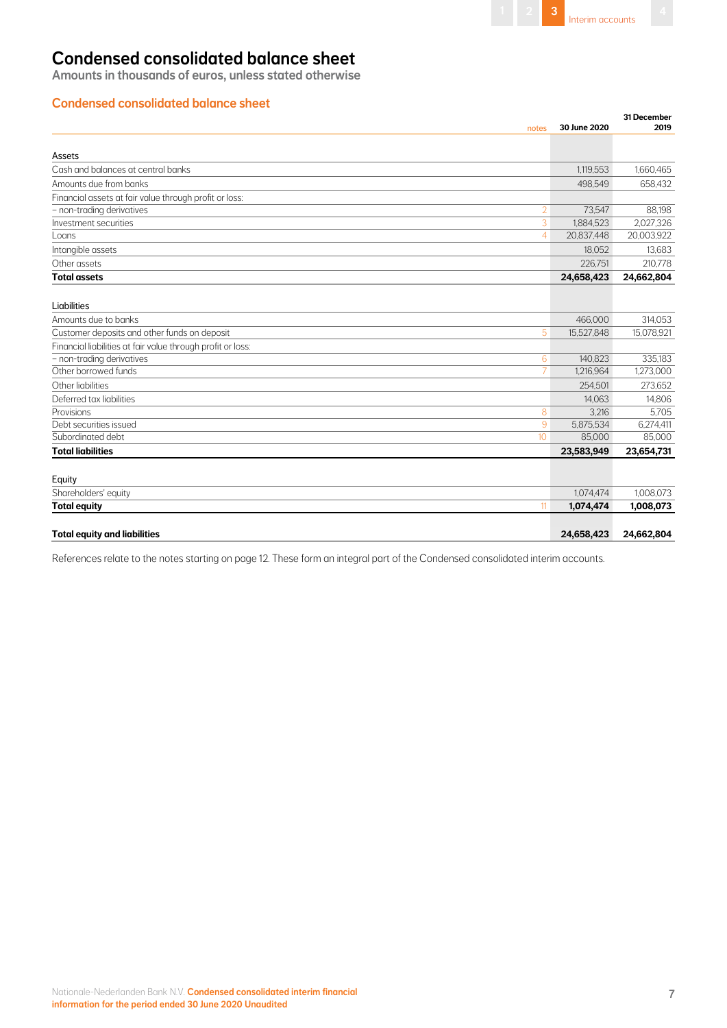# Condensed consolidated balance sheet

**Amounts in thousands of euros, unless stated otherwise**

## Condensed consolidated balance sheet

| | notes | 30 June 2020 | 31 December 2019 |
|---|---|---|---|
| **Assets** | | | |
| Cash and balances at central banks | | 1,119,553 | 1,660,465 |
| Amounts due from banks | | 498,549 | 658,432 |
| Financial assets at fair value through profit or loss: | | | |
| – non-trading derivatives | 2 | 73,547 | 88,198 |
| Investment securities | 3 | 1,884,523 | 2,027,326 |
| Loans | 4 | 20,837,448 | 20,003,922 |
| Intangible assets | | 18,052 | 13,683 |
| Other assets | | 226,751 | 210,778 |
| **Total assets** | | **24,658,423** | **24,662,804** |
| | | | |
| **Liabilities** | | | |
| Amounts due to banks | | 466,000 | 314,053 |
| Customer deposits and other funds on deposit | 5 | 15,527,848 | 15,078,921 |
| Financial liabilities at fair value through profit or loss: | | | |
| – non-trading derivatives | 6 | 140,823 | 335,183 |
| Other borrowed funds | 7 | 1,216,964 | 1,273,000 |
| Other liabilities | | 254,501 | 273,652 |
| Deferred tax liabilities | | 14,063 | 14,806 |
| Provisions | 8 | 3,216 | 5,705 |
| Debt securities issued | 9 | 5,875,534 | 6,274,411 |
| Subordinated debt | 10 | 85,000 | 85,000 |
| **Total liabilities** | | **23,583,949** | **23,654,731** |
| | | | |
| **Equity** | | | |
| Shareholders' equity | | 1,074,474 | 1,008,073 |
| **Total equity** | 11 | **1,074,474** | **1,008,073** |
| | | | |
| **Total equity and liabilities** | | **24,658,423** | **24,662,804** |

References relate to the notes starting on page 12. These form an integral part of the Condensed consolidated interim accounts.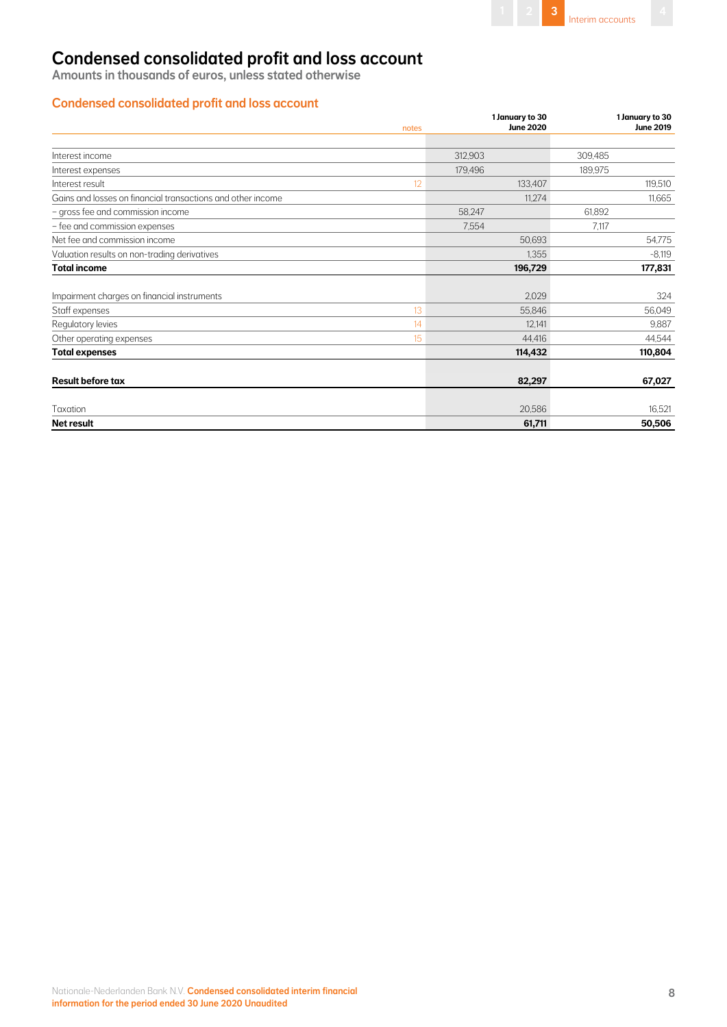# Condensed consolidated profit and loss account

**Amounts in thousands of euros, unless stated otherwise**

## Condensed consolidated profit and loss account

| | notes | | 1 January to 30 June 2020 | | 1 January to 30 June 2019 |
|---|---|---|---|---|---|
| Interest income | | 312,903 | | 309,485 | |
| Interest expenses | | 179,496 | | 189,975 | |
| Interest result | 12 | | 133,407 | | 119,510 |
| Gains and losses on financial transactions and other income | | | 11,274 | | 11,665 |
| – gross fee and commission income | | 58,247 | | 61,892 | |
| – fee and commission expenses | | 7,554 | | 7,117 | |
| Net fee and commission income | | | 50,693 | | 54,775 |
| Valuation results on non-trading derivatives | | | 1,355 | | -8,119 |
| **Total income** | | | **196,729** | | **177,831** |
| | | | | | |
| Impairment charges on financial instruments | | | 2,029 | | 324 |
| Staff expenses | 13 | | 55,846 | | 56,049 |
| Regulatory levies | 14 | | 12,141 | | 9,887 |
| Other operating expenses | 15 | | 44,416 | | 44,544 |
| **Total expenses** | | | **114,432** | | **110,804** |
| | | | | | |
| **Result before tax** | | | **82,297** | | **67,027** |
| | | | | | |
| Taxation | | | 20,586 | | 16,521 |
| **Net result** | | | **61,711** | | **50,506** |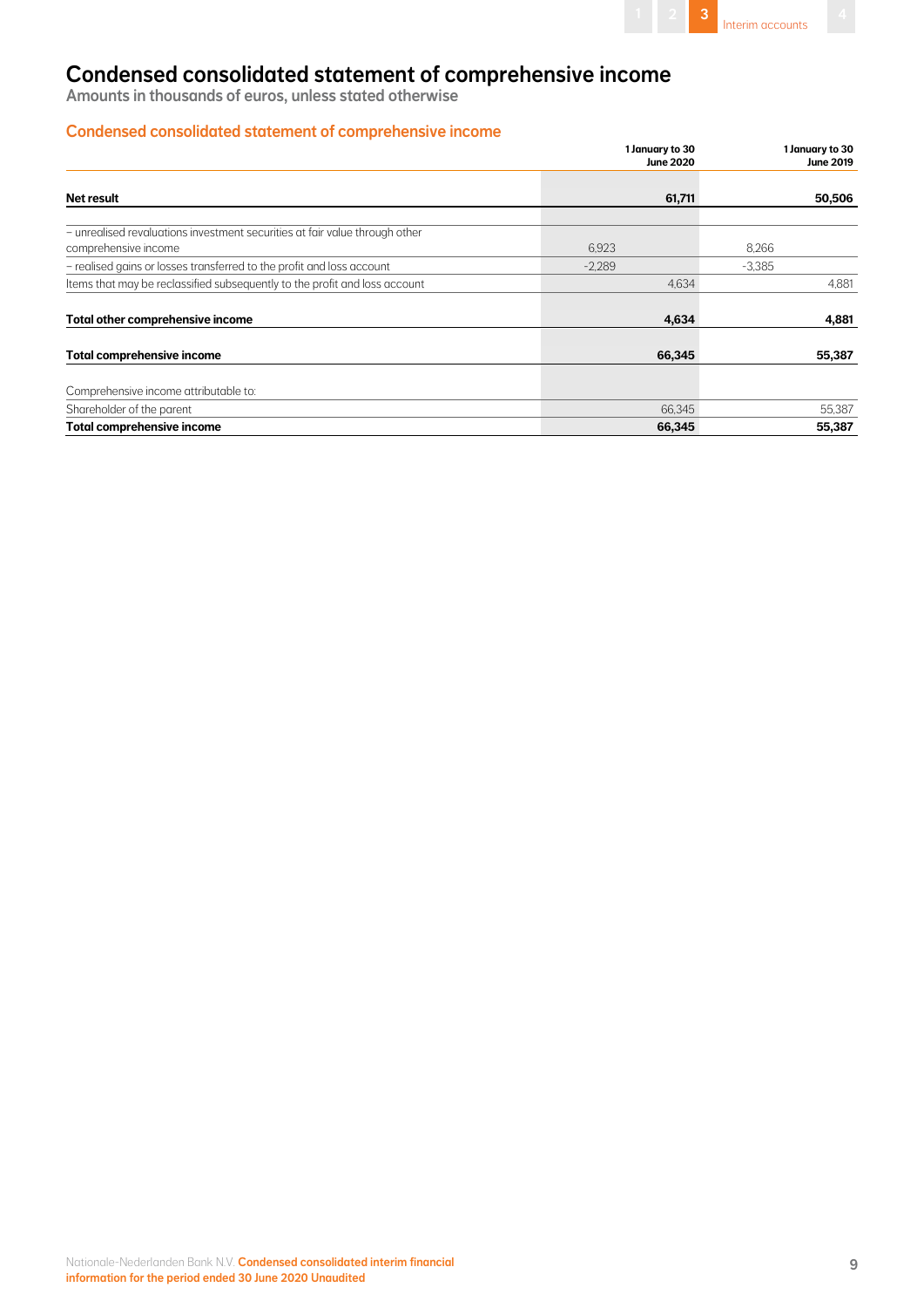# Condensed consolidated statement of comprehensive income

Amounts in thousands of euros, unless stated otherwise

## Condensed consolidated statement of comprehensive income

| | 1 January to 30 June 2020 | | 1 January to 30 June 2019 |
|---|---|---|---|
| **Net result** | | **61,711** | **50,506** |
| | | | |
| – unrealised revaluations investment securities at fair value through other comprehensive income | 6,923 | | 8,266 | |
| – realised gains or losses transferred to the profit and loss account | -2,289 | | -3,385 | |
| Items that may be reclassified subsequently to the profit and loss account | | 4,634 | | 4,881 |
| **Total other comprehensive income** | | **4,634** | | **4,881** |
| **Total comprehensive income** | | **66,345** | | **55,387** |
| Comprehensive income attributable to: | | | | |
| Shareholder of the parent | | 66,345 | | 55,387 |
| **Total comprehensive income** | | **66,345** | | **55,387** |

# Condensed consolidated statement of comprehensive income

Amounts in thousands of euros, unless stated otherwise

## Condensed consolidated statement of comprehensive income

| | 1 January to 30 June 2020 | | 1 January to 30 June 2019 | |
|---|---|---|---|---|
| **Net result** | | **61,711** | | **50,506** |
| | | | | |
| – unrealised revaluations investment securities at fair value through other comprehensive income | 6,923 | | 8,266 | |
| – realised gains or losses transferred to the profit and loss account | -2,289 | | -3,385 | |
| Items that may be reclassified subsequently to the profit and loss account | | 4,634 | | 4,881 |
| **Total other comprehensive income** | | **4,634** | | **4,881** |
| **Total comprehensive income** | | **66,345** | | **55,387** |
| Comprehensive income attributable to: | | | | |
| Shareholder of the parent | | 66,345 | | 55,387 |
| **Total comprehensive income** | | **66,345** | | **55,387** |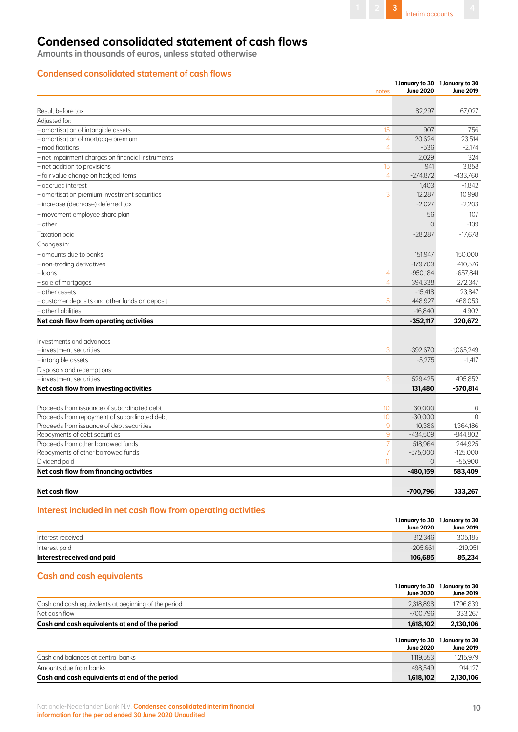# Condensed consolidated statement of cash flows

Amounts in thousands of euros, unless stated otherwise

## Condensed consolidated statement of cash flows

| | notes | 1 January to 30 June 2020 | 1 January to 30 June 2019 |
|---|---|---|---|
| Result before tax | | 82,297 | 67,027 |
| Adjusted for: | | | |
| – amortisation of intangible assets | 15 | 907 | 756 |
| – amortisation of mortgage premium | 4 | 20,624 | 23,514 |
| – modifications | 4 | -536 | -2,174 |
| – net impairment charges on financial instruments | | 2,029 | 324 |
| – net addition to provisions | 15 | 941 | 3,858 |
| – fair value change on hedged items | 4 | -274,872 | -433,760 |
| – accrued interest | | 1,403 | -1,842 |
| – amortisation premium investment securities | 3 | 12,287 | 10,998 |
| – increase (decrease) deferred tax | | -2,027 | -2,203 |
| – movement employee share plan | | 56 | 107 |
| – other | | 0 | -139 |
| Taxation paid | | -28,287 | -17,678 |
| Changes in: | | | |
| – amounts due to banks | | 151,947 | 150,000 |
| – non-trading derivatives | | -179,709 | 410,576 |
| – loans | 4 | -950,184 | -657,841 |
| – sale of mortgages | 4 | 394,338 | 272,347 |
| – other assets | | -15,418 | 23,847 |
| – customer deposits and other funds on deposit | 5 | 448,927 | 468,053 |
| – other liabilities | | -16,840 | 4,902 |
| **Net cash flow from operating activities** | | **-352,117** | **320,672** |
| | | | |
| Investments and advances: | | | |
| – investment securities | 3 | -392,670 | -1,065,249 |
| – intangible assets | | -5,275 | -1,417 |
| Disposals and redemptions: | | | |
| – investment securities | 3 | 529,425 | 495,852 |
| **Net cash flow from investing activities** | | **131,480** | **-570,814** |
| | | | |
| Proceeds from issuance of subordinated debt | 10 | 30,000 | 0 |
| Proceeds from repayment of subordinated debt | 10 | -30,000 | 0 |
| Proceeds from issuance of debt securities | 9 | 10,386 | 1,364,186 |
| Repayments of debt securities | 9 | -434,509 | -844,802 |
| Proceeds from other borrowed funds | 7 | 518,964 | 244,925 |
| Repayments of other borrowed funds | 7 | -575,000 | -125,000 |
| Dividend paid | 11 | 0 | -55,900 |
| **Net cash flow from financing activities** | | **-480,159** | **583,409** |
| | | | |
| **Net cash flow** | | **-700,796** | **333,267** |

## Interest included in net cash flow from operating activities

| | 1 January to 30 June 2020 | 1 January to 30 June 2019 |
|---|---|---|
| Interest received | 312,346 | 305,185 |
| Interest paid | -205,661 | -219,951 |
| **Interest received and paid** | **106,685** | **85,234** |

## Cash and cash equivalents

| | 1 January to 30 June 2020 | 1 January to 30 June 2019 |
|---|---|---|
| Cash and cash equivalents at beginning of the period | 2,318,898 | 1,796,839 |
| Net cash flow | -700,796 | 333,267 |
| **Cash and cash equivalents at end of the period** | **1,618,102** | **2,130,106** |

| | 1 January to 30 June 2020 | 1 January to 30 June 2019 |
|---|---|---|
| Cash and balances at central banks | 1,119,553 | 1,215,979 |
| Amounts due from banks | 498,549 | 914,127 |
| **Cash and cash equivalents at end of the period** | **1,618,102** | **2,130,106** |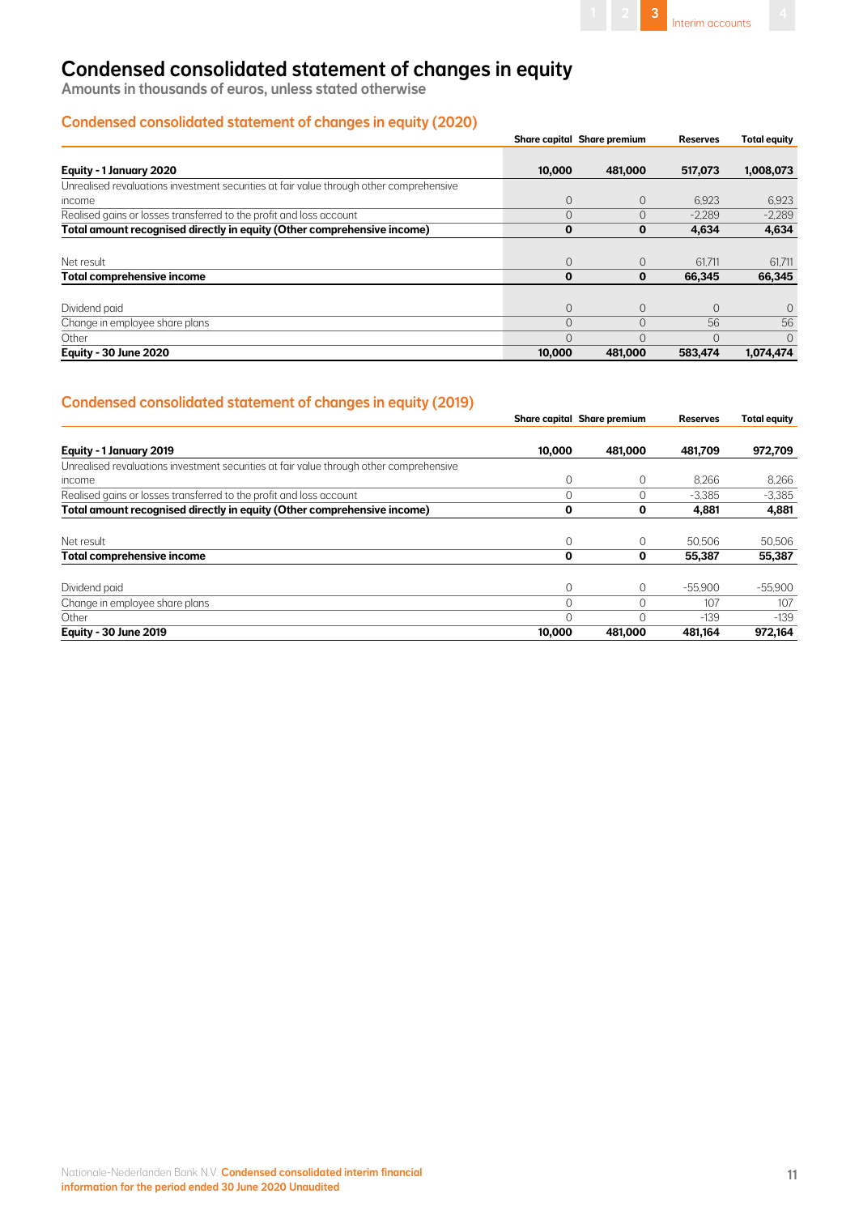# Condensed consolidated statement of changes in equity

Amounts in thousands of euros, unless stated otherwise

## Condensed consolidated statement of changes in equity (2020)

| | Share capital | Share premium | Reserves | Total equity |
|---|---|---|---|---|
| **Equity - 1 January 2020** | **10,000** | **481,000** | **517,073** | **1,008,073** |
| Unrealised revaluations investment securities at fair value through other comprehensive income | 0 | 0 | 6,923 | 6,923 |
| Realised gains or losses transferred to the profit and loss account | 0 | 0 | -2,289 | -2,289 |
| **Total amount recognised directly in equity (Other comprehensive income)** | **0** | **0** | **4,634** | **4,634** |
| Net result | 0 | 0 | 61,711 | 61,711 |
| **Total comprehensive income** | **0** | **0** | **66,345** | **66,345** |
| Dividend paid | 0 | 0 | 0 | 0 |
| Change in employee share plans | 0 | 0 | 56 | 56 |
| Other | 0 | 0 | 0 | 0 |
| **Equity - 30 June 2020** | **10,000** | **481,000** | **583,474** | **1,074,474** |

## Condensed consolidated statement of changes in equity (2019)

| | Share capital | Share premium | Reserves | Total equity |
|---|---|---|---|---|
| **Equity - 1 January 2019** | **10,000** | **481,000** | **481,709** | **972,709** |
| Unrealised revaluations investment securities at fair value through other comprehensive income | 0 | 0 | 8,266 | 8,266 |
| Realised gains or losses transferred to the profit and loss account | 0 | 0 | -3,385 | -3,385 |
| **Total amount recognised directly in equity (Other comprehensive income)** | **0** | **0** | **4,881** | **4,881** |
| Net result | 0 | 0 | 50,506 | 50,506 |
| **Total comprehensive income** | **0** | **0** | **55,387** | **55,387** |
| Dividend paid | 0 | 0 | -55,900 | -55,900 |
| Change in employee share plans | 0 | 0 | 107 | 107 |
| Other | 0 | 0 | -139 | -139 |
| **Equity - 30 June 2019** | **10,000** | **481,000** | **481,164** | **972,164** |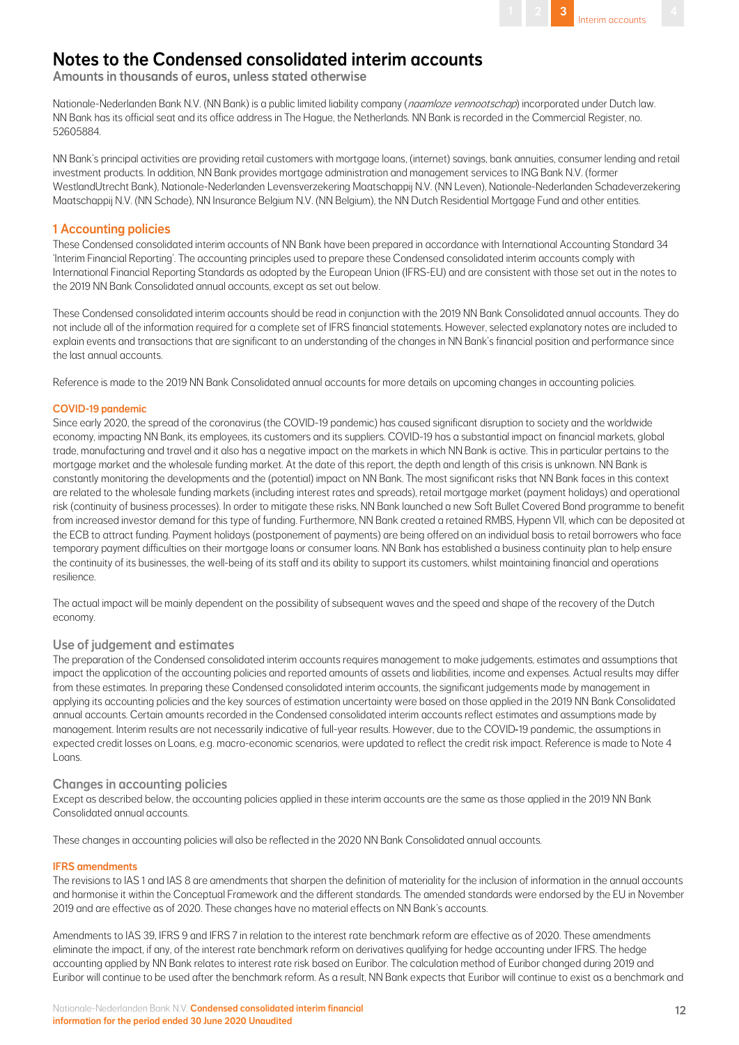# Notes to the Condensed consolidated interim accounts

**Amounts in thousands of euros, unless stated otherwise**

Nationale-Nederlanden Bank N.V. (NN Bank) is a public limited liability company (*naamloze vennootschap*) incorporated under Dutch law. NN Bank has its official seat and its office address in The Hague, the Netherlands. NN Bank is recorded in the Commercial Register, no. 52605884.

NN Bank's principal activities are providing retail customers with mortgage loans, (internet) savings, bank annuities, consumer lending and retail investment products. In addition, NN Bank provides mortgage administration and management services to ING Bank N.V. (former WestlandUtrecht Bank), Nationale-Nederlanden Levensverzekering Maatschappij N.V. (NN Leven), Nationale-Nederlanden Schadeverzekering Maatschappij N.V. (NN Schade), NN Insurance Belgium N.V. (NN Belgium), the NN Dutch Residential Mortgage Fund and other entities.

## 1 Accounting policies

These Condensed consolidated interim accounts of NN Bank have been prepared in accordance with International Accounting Standard 34 'Interim Financial Reporting'. The accounting principles used to prepare these Condensed consolidated interim accounts comply with International Financial Reporting Standards as adopted by the European Union (IFRS-EU) and are consistent with those set out in the notes to the 2019 NN Bank Consolidated annual accounts, except as set out below.

These Condensed consolidated interim accounts should be read in conjunction with the 2019 NN Bank Consolidated annual accounts. They do not include all of the information required for a complete set of IFRS financial statements. However, selected explanatory notes are included to explain events and transactions that are significant to an understanding of the changes in NN Bank's financial position and performance since the last annual accounts.

Reference is made to the 2019 NN Bank Consolidated annual accounts for more details on upcoming changes in accounting policies.

#### COVID-19 pandemic

Since early 2020, the spread of the coronavirus (the COVID-19 pandemic) has caused significant disruption to society and the worldwide economy, impacting NN Bank, its employees, its customers and its suppliers. COVID-19 has a substantial impact on financial markets, global trade, manufacturing and travel and it also has a negative impact on the markets in which NN Bank is active. This in particular pertains to the mortgage market and the wholesale funding market. At the date of this report, the depth and length of this crisis is unknown. NN Bank is constantly monitoring the developments and the (potential) impact on NN Bank. The most significant risks that NN Bank faces in this context are related to the wholesale funding markets (including interest rates and spreads), retail mortgage market (payment holidays) and operational risk (continuity of business processes). In order to mitigate these risks, NN Bank launched a new Soft Bullet Covered Bond programme to benefit from increased investor demand for this type of funding. Furthermore, NN Bank created a retained RMBS, Hypenn VII, which can be deposited at the ECB to attract funding. Payment holidays (postponement of payments) are being offered on an individual basis to retail borrowers who face temporary payment difficulties on their mortgage loans or consumer loans. NN Bank has established a business continuity plan to help ensure the continuity of its businesses, the well-being of its staff and its ability to support its customers, whilst maintaining financial and operations resilience.

The actual impact will be mainly dependent on the possibility of subsequent waves and the speed and shape of the recovery of the Dutch economy.

### Use of judgement and estimates

The preparation of the Condensed consolidated interim accounts requires management to make judgements, estimates and assumptions that impact the application of the accounting policies and reported amounts of assets and liabilities, income and expenses. Actual results may differ from these estimates. In preparing these Condensed consolidated interim accounts, the significant judgements made by management in applying its accounting policies and the key sources of estimation uncertainty were based on those applied in the 2019 NN Bank Consolidated annual accounts. Certain amounts recorded in the Condensed consolidated interim accounts reflect estimates and assumptions made by management. Interim results are not necessarily indicative of full-year results. However, due to the COVID-19 pandemic, the assumptions in expected credit losses on Loans, e.g. macro-economic scenarios, were updated to reflect the credit risk impact. Reference is made to Note 4 Loans.

### Changes in accounting policies

Except as described below, the accounting policies applied in these interim accounts are the same as those applied in the 2019 NN Bank Consolidated annual accounts.

These changes in accounting policies will also be reflected in the 2020 NN Bank Consolidated annual accounts.

#### IFRS amendments

The revisions to IAS 1 and IAS 8 are amendments that sharpen the definition of materiality for the inclusion of information in the annual accounts and harmonise it within the Conceptual Framework and the different standards. The amended standards were endorsed by the EU in November 2019 and are effective as of 2020. These changes have no material effects on NN Bank's accounts.

Amendments to IAS 39, IFRS 9 and IFRS 7 in relation to the interest rate benchmark reform are effective as of 2020. These amendments eliminate the impact, if any, of the interest rate benchmark reform on derivatives qualifying for hedge accounting under IFRS. The hedge accounting applied by NN Bank relates to interest rate risk based on Euribor. The calculation method of Euribor changed during 2019 and Euribor will continue to be used after the benchmark reform. As a result, NN Bank expects that Euribor will continue to exist as a benchmark and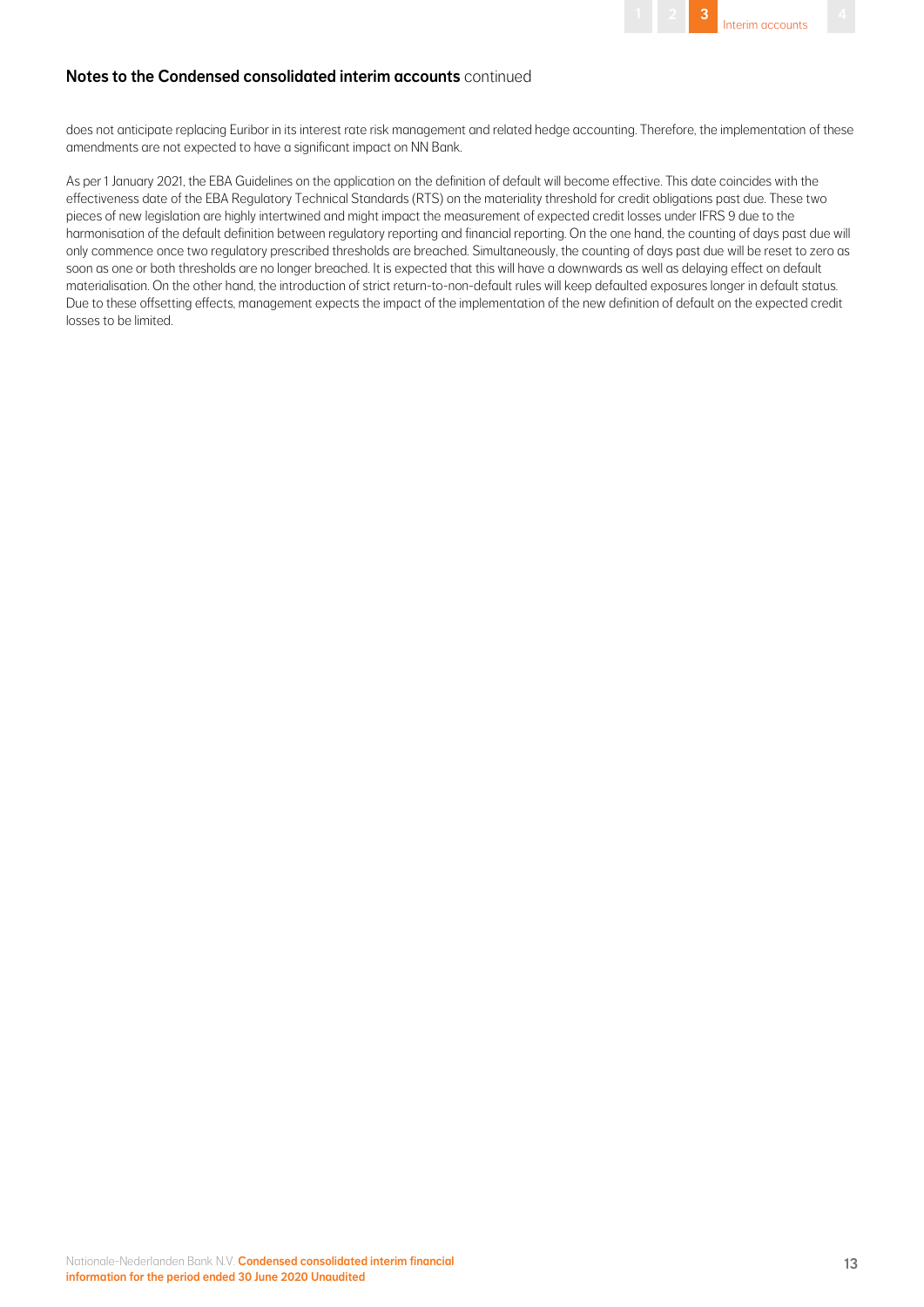## Notes to the Condensed consolidated interim accounts continued

does not anticipate replacing Euribor in its interest rate risk management and related hedge accounting. Therefore, the implementation of these amendments are not expected to have a significant impact on NN Bank.

As per 1 January 2021, the EBA Guidelines on the application on the definition of default will become effective. This date coincides with the effectiveness date of the EBA Regulatory Technical Standards (RTS) on the materiality threshold for credit obligations past due. These two pieces of new legislation are highly intertwined and might impact the measurement of expected credit losses under IFRS 9 due to the harmonisation of the default definition between regulatory reporting and financial reporting. On the one hand, the counting of days past due will only commence once two regulatory prescribed thresholds are breached. Simultaneously, the counting of days past due will be reset to zero as soon as one or both thresholds are no longer breached. It is expected that this will have a downwards as well as delaying effect on default materialisation. On the other hand, the introduction of strict return-to-non-default rules will keep defaulted exposures longer in default status. Due to these offsetting effects, management expects the impact of the implementation of the new definition of default on the expected credit losses to be limited.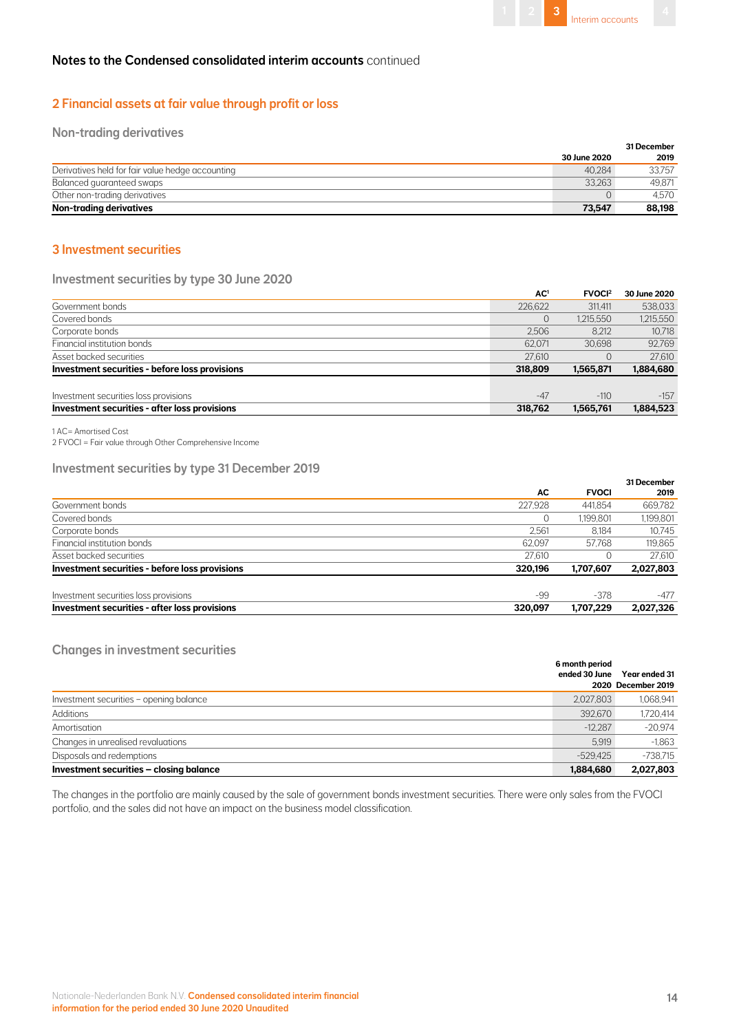## Notes to the Condensed consolidated interim accounts continued

## 2 Financial assets at fair value through profit or loss

### Non-trading derivatives

| | 30 June 2020 | 31 December 2019 |
|---|---|---|
| Derivatives held for fair value hedge accounting | 40,284 | 33,757 |
| Balanced guaranteed swaps | 33,263 | 49,871 |
| Other non-trading derivatives | 0 | 4,570 |
| **Non-trading derivatives** | **73,547** | **88,198** |

## 3 Investment securities

### Investment securities by type 30 June 2020

| | AC[1] | FVOCI[2] | 30 June 2020 |
|---|---|---|---|
| Government bonds | 226,622 | 311,411 | 538,033 |
| Covered bonds | 0 | 1,215,550 | 1,215,550 |
| Corporate bonds | 2,506 | 8,212 | 10,718 |
| Financial institution bonds | 62,071 | 30,698 | 92,769 |
| Asset backed securities | 27,610 | 0 | 27,610 |
| **Investment securities - before loss provisions** | **318,809** | **1,565,871** | **1,884,680** |
| | | | |
| Investment securities loss provisions | -47 | -110 | -157 |
| **Investment securities - after loss provisions** | **318,762** | **1,565,761** | **1,884,523** |

1 AC= Amortised Cost
2 FVOCI = Fair value through Other Comprehensive Income

### Investment securities by type 31 December 2019

| | AC | FVOCI | 31 December 2019 |
|---|---|---|---|
| Government bonds | 227,928 | 441,854 | 669,782 |
| Covered bonds | 0 | 1,199,801 | 1,199,801 |
| Corporate bonds | 2,561 | 8,184 | 10,745 |
| Financial institution bonds | 62,097 | 57,768 | 119,865 |
| Asset backed securities | 27,610 | 0 | 27,610 |
| **Investment securities - before loss provisions** | **320,196** | **1,707,607** | **2,027,803** |
| | | | |
| Investment securities loss provisions | -99 | -378 | -477 |
| **Investment securities - after loss provisions** | **320,097** | **1,707,229** | **2,027,326** |

### Changes in investment securities

| | 6 month period ended 30 June 2020 | Year ended 31 December 2019 |
|---|---|---|
| Investment securities – opening balance | 2,027,803 | 1,068,941 |
| Additions | 392,670 | 1,720,414 |
| Amortisation | -12,287 | -20,974 |
| Changes in unrealised revaluations | 5,919 | -1,863 |
| Disposals and redemptions | -529,425 | -738,715 |
| **Investment securities – closing balance** | **1,884,680** | **2,027,803** |

The changes in the portfolio are mainly caused by the sale of government bonds investment securities. There were only sales from the FVOCI portfolio, and the sales did not have an impact on the business model classification.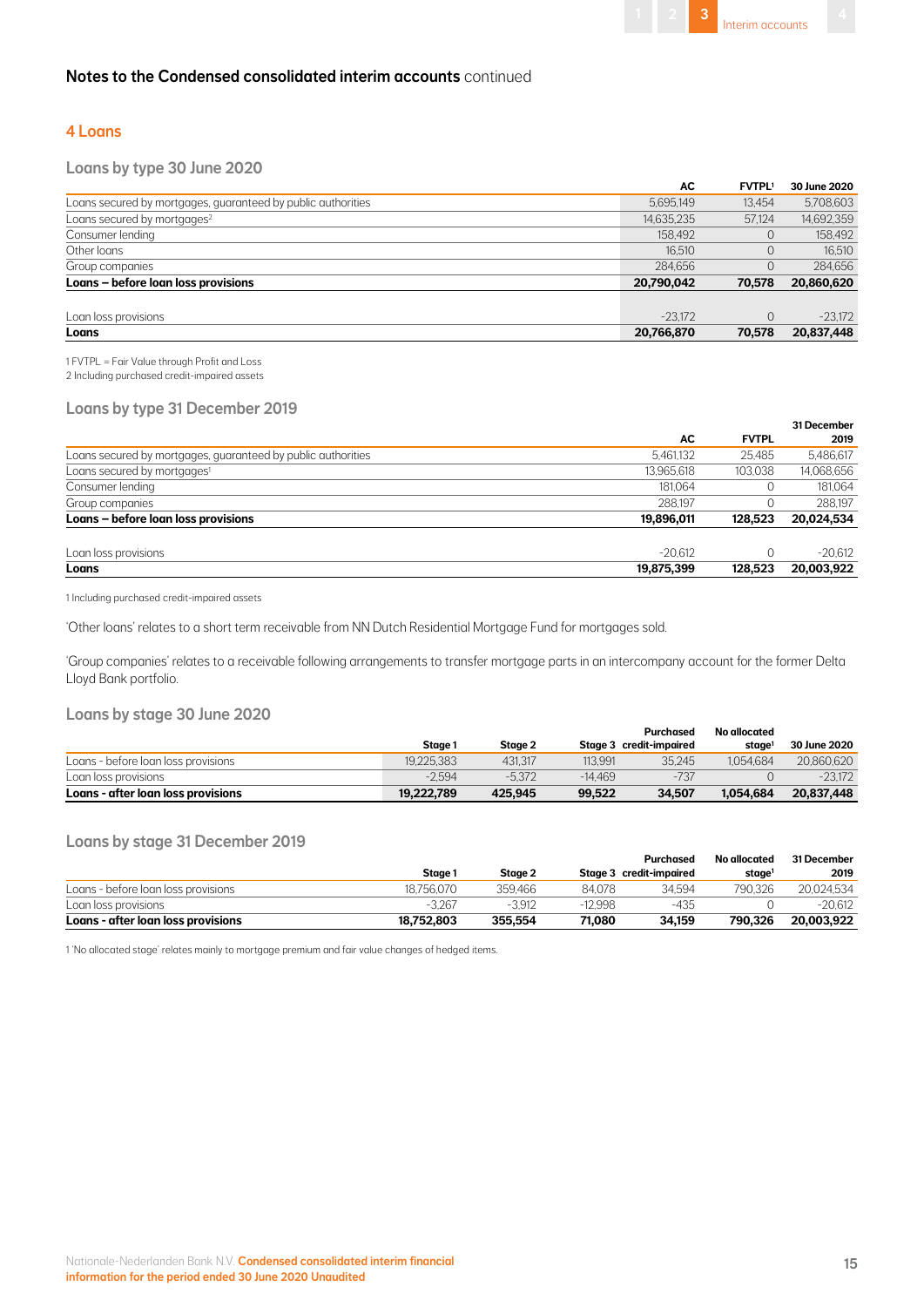## Notes to the Condensed consolidated interim accounts continued

### 4 Loans

#### Loans by type 30 June 2020

| | AC | FVTPL[1] | 30 June 2020 |
|---|---|---|---|
| Loans secured by mortgages, guaranteed by public authorities | 5,695,149 | 13,454 | 5,708,603 |
| Loans secured by mortgages[2] | 14,635,235 | 57,124 | 14,692,359 |
| Consumer lending | 158,492 | 0 | 158,492 |
| Other loans | 16,510 | 0 | 16,510 |
| Group companies | 284,656 | 0 | 284,656 |
| **Loans – before loan loss provisions** | **20,790,042** | **70,578** | **20,860,620** |
| | | | |
| Loan loss provisions | -23,172 | 0 | -23,172 |
| **Loans** | **20,766,870** | **70,578** | **20,837,448** |

1 FVTPL = Fair Value through Profit and Loss
2 Including purchased credit-impaired assets

#### Loans by type 31 December 2019

| | AC | FVTPL | 31 December 2019 |
|---|---|---|---|
| Loans secured by mortgages, guaranteed by public authorities | 5,461,132 | 25,485 | 5,486,617 |
| Loans secured by mortgages[1] | 13,965,618 | 103,038 | 14,068,656 |
| Consumer lending | 181,064 | 0 | 181,064 |
| Group companies | 288,197 | 0 | 288,197 |
| **Loans – before loan loss provisions** | **19,896,011** | **128,523** | **20,024,534** |
| | | | |
| Loan loss provisions | -20,612 | 0 | -20,612 |
| **Loans** | **19,875,399** | **128,523** | **20,003,922** |

1 Including purchased credit-impaired assets

'Other loans' relates to a short term receivable from NN Dutch Residential Mortgage Fund for mortgages sold.

'Group companies' relates to a receivable following arrangements to transfer mortgage parts in an intercompany account for the former Delta Lloyd Bank portfolio.

#### Loans by stage 30 June 2020

| | Stage 1 | Stage 2 | Stage 3 | Purchased credit-impaired | No allocated stage[1] | 30 June 2020 |
|---|---|---|---|---|---|---|
| Loans - before loan loss provisions | 19,225,383 | 431,317 | 113,991 | 35,245 | 1,054,684 | 20,860,620 |
| Loan loss provisions | -2,594 | -5,372 | -14,469 | -737 | 0 | -23,172 |
| **Loans - after loan loss provisions** | **19,222,789** | **425,945** | **99,522** | **34,507** | **1,054,684** | **20,837,448** |

#### Loans by stage 31 December 2019

| | Stage 1 | Stage 2 | Stage 3 | Purchased credit-impaired | No allocated stage[1] | 31 December 2019 |
|---|---|---|---|---|---|---|
| Loans - before loan loss provisions | 18,756,070 | 359,466 | 84,078 | 34,594 | 790,326 | 20,024,534 |
| Loan loss provisions | -3,267 | -3,912 | -12,998 | -435 | 0 | -20,612 |
| **Loans - after loan loss provisions** | **18,752,803** | **355,554** | **71,080** | **34,159** | **790,326** | **20,003,922** |

1 'No allocated stage' relates mainly to mortgage premium and fair value changes of hedged items.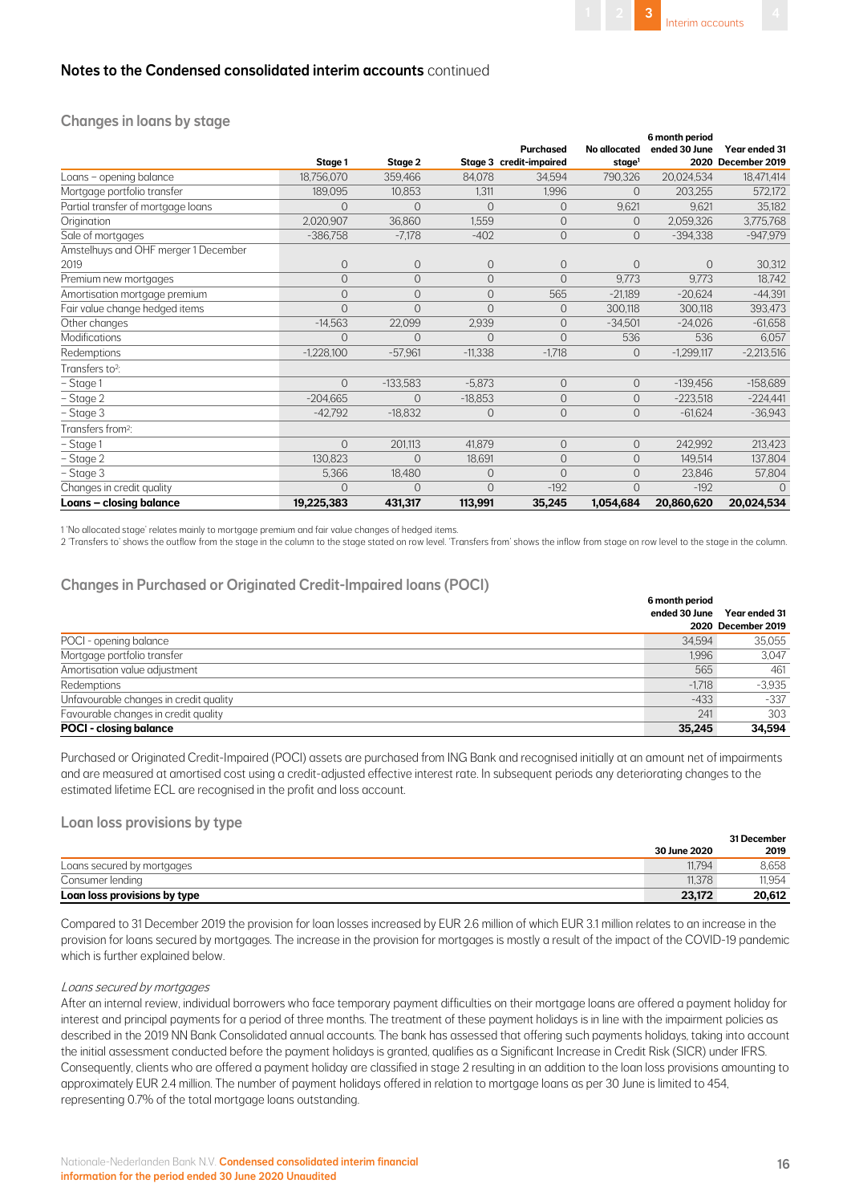## Notes to the Condensed consolidated interim accounts continued

### Changes in loans by stage

| | Stage 1 | Stage 2 | Stage 3 | Purchased credit-impaired | No allocated stage[1] | 6 month period ended 30 June 2020 | Year ended 31 December 2019 |
|---|---|---|---|---|---|---|---|
| Loans – opening balance | 18,756,070 | 359,466 | 84,078 | 34,594 | 790,326 | 20,024,534 | 18,471,414 |
| Mortgage portfolio transfer | 189,095 | 10,853 | 1,311 | 1,996 | 0 | 203,255 | 572,172 |
| Partial transfer of mortgage loans | 0 | 0 | 0 | 0 | 9,621 | 9,621 | 35,182 |
| Origination | 2,020,907 | 36,860 | 1,559 | 0 | 0 | 2,059,326 | 3,775,768 |
| Sale of mortgages | -386,758 | -7,178 | -402 | 0 | 0 | -394,338 | -947,979 |
| Amstelhuys and OHF merger 1 December 2019 | 0 | 0 | 0 | 0 | 0 | 0 | 30,312 |
| Premium new mortgages | 0 | 0 | 0 | 0 | 9,773 | 9,773 | 18,742 |
| Amortisation mortgage premium | 0 | 0 | 0 | 565 | -21,189 | -20,624 | -44,391 |
| Fair value change hedged items | 0 | 0 | 0 | 0 | 300,118 | 300,118 | 393,473 |
| Other changes | -14,563 | 22,099 | 2,939 | 0 | -34,501 | -24,026 | -61,658 |
| Modifications | 0 | 0 | 0 | 0 | 536 | 536 | 6,057 |
| Redemptions | -1,228,100 | -57,961 | -11,338 | -1,718 | 0 | -1,299,117 | -2,213,516 |
| Transfers to[2]: | | | | | | | |
| – Stage 1 | 0 | -133,583 | -5,873 | 0 | 0 | -139,456 | -158,689 |
| – Stage 2 | -204,665 | 0 | -18,853 | 0 | 0 | -223,518 | -224,441 |
| – Stage 3 | -42,792 | -18,832 | 0 | 0 | 0 | -61,624 | -36,943 |
| Transfers from[2]: | | | | | | | |
| – Stage 1 | 0 | 201,113 | 41,879 | 0 | 0 | 242,992 | 213,423 |
| – Stage 2 | 130,823 | 0 | 18,691 | 0 | 0 | 149,514 | 137,804 |
| – Stage 3 | 5,366 | 18,480 | 0 | 0 | 0 | 23,846 | 57,804 |
| Changes in credit quality | 0 | 0 | 0 | -192 | 0 | -192 | 0 |
| **Loans – closing balance** | **19,225,383** | **431,317** | **113,991** | **35,245** | **1,054,684** | **20,860,620** | **20,024,534** |

1 'No allocated stage' relates mainly to mortgage premium and fair value changes of hedged items.
2 'Transfers to' shows the outflow from the stage in the column to the stage stated on row level. 'Transfers from' shows the inflow from stage on row level to the stage in the column.

### Changes in Purchased or Originated Credit-Impaired loans (POCI)

| | 6 month period ended 30 June 2020 | Year ended 31 December 2019 |
|---|---|---|
| POCI - opening balance | 34,594 | 35,055 |
| Mortgage portfolio transfer | 1,996 | 3,047 |
| Amortisation value adjustment | 565 | 461 |
| Redemptions | -1,718 | -3,935 |
| Unfavourable changes in credit quality | -433 | -337 |
| Favourable changes in credit quality | 241 | 303 |
| **POCI - closing balance** | **35,245** | **34,594** |

Purchased or Originated Credit-Impaired (POCI) assets are purchased from ING Bank and recognised initially at an amount net of impairments and are measured at amortised cost using a credit-adjusted effective interest rate. In subsequent periods any deteriorating changes to the estimated lifetime ECL are recognised in the profit and loss account.

### Loan loss provisions by type

| | 30 June 2020 | 31 December 2019 |
|---|---|---|
| Loans secured by mortgages | 11,794 | 8,658 |
| Consumer lending | 11,378 | 11,954 |
| **Loan loss provisions by type** | **23,172** | **20,612** |

Compared to 31 December 2019 the provision for loan losses increased by EUR 2.6 million of which EUR 3.1 million relates to an increase in the provision for loans secured by mortgages. The increase in the provision for mortgages is mostly a result of the impact of the COVID-19 pandemic which is further explained below.

*Loans secured by mortgages*

After an internal review, individual borrowers who face temporary payment difficulties on their mortgage loans are offered a payment holiday for interest and principal payments for a period of three months. The treatment of these payment holidays is in line with the impairment policies as described in the 2019 NN Bank Consolidated annual accounts. The bank has assessed that offering such payments holidays, taking into account the initial assessment conducted before the payment holidays is granted, qualifies as a Significant Increase in Credit Risk (SICR) under IFRS. Consequently, clients who are offered a payment holiday are classified in stage 2 resulting in an addition to the loan loss provisions amounting to approximately EUR 2.4 million. The number of payment holidays offered in relation to mortgage loans as per 30 June is limited to 454, representing 0.7% of the total mortgage loans outstanding.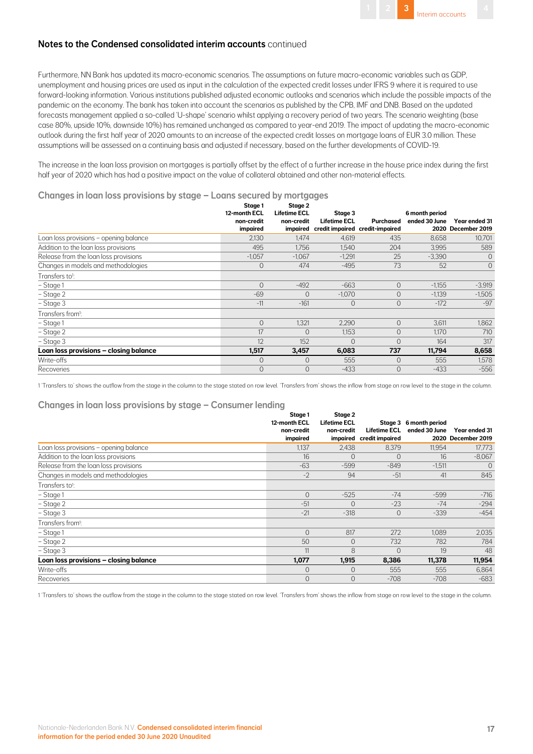## Notes to the Condensed consolidated interim accounts continued

Furthermore, NN Bank has updated its macro-economic scenarios. The assumptions on future macro-economic variables such as GDP, unemployment and housing prices are used as input in the calculation of the expected credit losses under IFRS 9 where it is required to use forward-looking information. Various institutions published adjusted economic outlooks and scenarios which include the possible impacts of the pandemic on the economy. The bank has taken into account the scenarios as published by the CPB, IMF and DNB. Based on the updated forecasts management applied a so-called 'U-shape' scenario whilst applying a recovery period of two years. The scenario weighting (base case 80%, upside 10%, downside 10%) has remained unchanged as compared to year-end 2019. The impact of updating the macro-economic outlook during the first half year of 2020 amounts to an increase of the expected credit losses on mortgage loans of EUR 3.0 million. These assumptions will be assessed on a continuing basis and adjusted if necessary, based on the further developments of COVID-19.

The increase in the loan loss provision on mortgages is partially offset by the effect of a further increase in the house price index during the first half year of 2020 which has had a positive impact on the value of collateral obtained and other non-material effects.

### Changes in loan loss provisions by stage – Loans secured by mortgages

| | Stage 1 12-month ECL non-credit impaired | Stage 2 Lifetime ECL non-credit impaired | Stage 3 Lifetime ECL credit impaired | Purchased credit-impaired | 6 month period ended 30 June 2020 | Year ended 31 December 2019 |
|---|---|---|---|---|---|---|
| Loan loss provisions – opening balance | 2,130 | 1,474 | 4,619 | 435 | 8,658 | 10,701 |
| Addition to the loan loss provisions | 495 | 1,756 | 1,540 | 204 | 3,995 | 589 |
| Release from the loan loss provisions | -1,057 | -1,067 | -1,291 | 25 | -3,390 | 0 |
| Changes in models and methodologies | 0 | 474 | -495 | 73 | 52 | 0 |
| Transfers to[1]: | | | | | | |
| – Stage 1 | 0 | -492 | -663 | 0 | -1,155 | -3,919 |
| – Stage 2 | -69 | 0 | -1,070 | 0 | -1,139 | -1,505 |
| – Stage 3 | -11 | -161 | 0 | 0 | -172 | -97 |
| Transfers from[1]: | | | | | | |
| – Stage 1 | 0 | 1,321 | 2,290 | 0 | 3,611 | 1,862 |
| – Stage 2 | 17 | 0 | 1,153 | 0 | 1,170 | 710 |
| – Stage 3 | 12 | 152 | 0 | 0 | 164 | 317 |
| **Loan loss provisions – closing balance** | **1,517** | **3,457** | **6,083** | **737** | **11,794** | **8,658** |
| Write-offs | 0 | 0 | 555 | 0 | 555 | 1,578 |
| Recoveries | 0 | 0 | -433 | 0 | -433 | -556 |

1 'Transfers to' shows the outflow from the stage in the column to the stage stated on row level. 'Transfers from' shows the inflow from stage on row level to the stage in the column.

### Changes in loan loss provisions by stage – Consumer lending

| | Stage 1 12-month ECL non-credit impaired | Stage 2 Lifetime ECL non-credit impaired | Stage 3 Lifetime ECL credit impaired | 6 month period ended 30 June 2020 | Year ended 31 December 2019 |
|---|---|---|---|---|---|
| Loan loss provisions – opening balance | 1,137 | 2,438 | 8,379 | 11,954 | 17,773 |
| Addition to the loan loss provisions | 16 | 0 | 0 | 16 | -8,067 |
| Release from the loan loss provisions | -63 | -599 | -849 | -1,511 | 0 |
| Changes in models and methodologies | -2 | 94 | -51 | 41 | 845 |
| Transfers to[1]: | | | | | |
| – Stage 1 | 0 | -525 | -74 | -599 | -716 |
| – Stage 2 | -51 | 0 | -23 | -74 | -294 |
| – Stage 3 | -21 | -318 | 0 | -339 | -454 |
| Transfers from[1]: | | | | | |
| – Stage 1 | 0 | 817 | 272 | 1,089 | 2,035 |
| – Stage 2 | 50 | 0 | 732 | 782 | 784 |
| – Stage 3 | 11 | 8 | 0 | 19 | 48 |
| **Loan loss provisions – closing balance** | **1,077** | **1,915** | **8,386** | **11,378** | **11,954** |
| Write-offs | 0 | 0 | 555 | 555 | 6,864 |
| Recoveries | 0 | 0 | -708 | -708 | -683 |

1 'Transfers to' shows the outflow from the stage in the column to the stage stated on row level. 'Transfers from' shows the inflow from stage on row level to the stage in the column.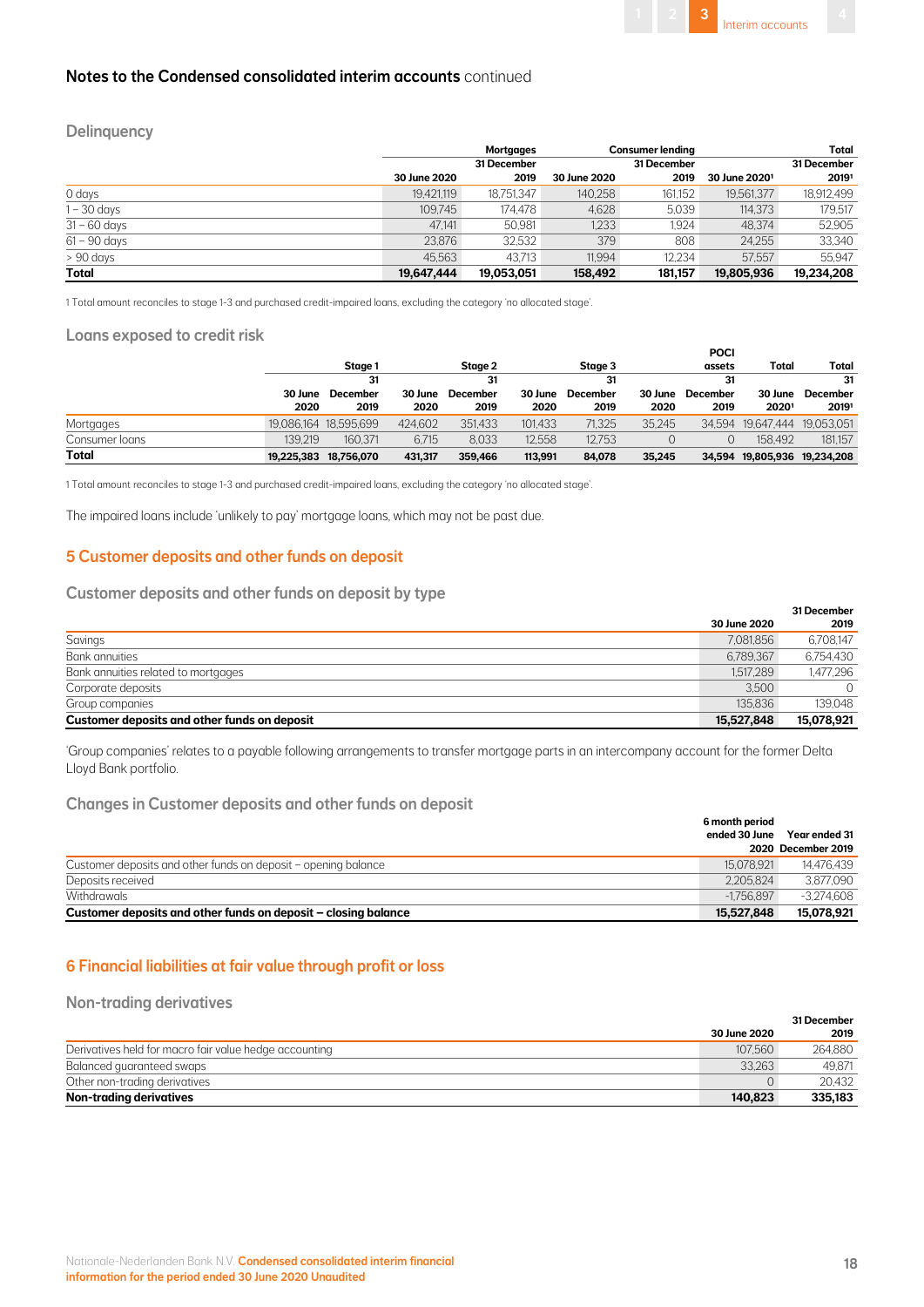## Notes to the Condensed consolidated interim accounts continued

### Delinquency

| | Mortgages | | Consumer lending | | Total | |
|---|---|---|---|---|---|---|
| | 30 June 2020 | 31 December 2019 | 30 June 2020 | 31 December 2019 | 30 June 2020[1] | 31 December 2019[1] |
| 0 days | 19,421,119 | 18,751,347 | 140,258 | 161,152 | 19,561,377 | 18,912,499 |
| 1 – 30 days | 109,745 | 174,478 | 4,628 | 5,039 | 114,373 | 179,517 |
| 31 – 60 days | 47,141 | 50,981 | 1,233 | 1,924 | 48,374 | 52,905 |
| 61 – 90 days | 23,876 | 32,532 | 379 | 808 | 24,255 | 33,340 |
| > 90 days | 45,563 | 43,713 | 11,994 | 12,234 | 57,557 | 55,947 |
| **Total** | **19,647,444** | **19,053,051** | **158,492** | **181,157** | **19,805,936** | **19,234,208** |

1 Total amount reconciles to stage 1-3 and purchased credit-impaired loans, excluding the category 'no allocated stage'.

### Loans exposed to credit risk

| | Stage 1 | | Stage 2 | | Stage 3 | | POCI assets | | Total | Total |
|---|---|---|---|---|---|---|---|---|---|---|
| | 30 June 2020 | 31 December 2019 | 30 June 2020 | 31 December 2019 | 30 June 2020 | 31 December 2019 | 30 June 2020 | 31 December 2019 | 30 June 2020[1] | 31 December 2019[1] |
| Mortgages | 19,086,164 | 18,595,699 | 424,602 | 351,433 | 101,433 | 71,325 | 35,245 | 34,594 | 19,647,444 | 19,053,051 |
| Consumer loans | 139,219 | 160,371 | 6,715 | 8,033 | 12,558 | 12,753 | 0 | 0 | 158,492 | 181,157 |
| **Total** | **19,225,383** | **18,756,070** | **431,317** | **359,466** | **113,991** | **84,078** | **35,245** | **34,594** | **19,805,936** | **19,234,208** |

1 Total amount reconciles to stage 1-3 and purchased credit-impaired loans, excluding the category 'no allocated stage'.

The impaired loans include 'unlikely to pay' mortgage loans, which may not be past due.

## 5 Customer deposits and other funds on deposit

### Customer deposits and other funds on deposit by type

| | 30 June 2020 | 31 December 2019 |
|---|---|---|
| Savings | 7,081,856 | 6,708,147 |
| Bank annuities | 6,789,367 | 6,754,430 |
| Bank annuities related to mortgages | 1,517,289 | 1,477,296 |
| Corporate deposits | 3,500 | 0 |
| Group companies | 135,836 | 139,048 |
| **Customer deposits and other funds on deposit** | **15,527,848** | **15,078,921** |

'Group companies' relates to a payable following arrangements to transfer mortgage parts in an intercompany account for the former Delta Lloyd Bank portfolio.

### Changes in Customer deposits and other funds on deposit

| | 6 month period ended 30 June 2020 | Year ended 31 December 2019 |
|---|---|---|
| Customer deposits and other funds on deposit – opening balance | 15,078,921 | 14,476,439 |
| Deposits received | 2,205,824 | 3,877,090 |
| Withdrawals | -1,756,897 | -3,274,608 |
| **Customer deposits and other funds on deposit – closing balance** | **15,527,848** | **15,078,921** |

## 6 Financial liabilities at fair value through profit or loss

### Non-trading derivatives

| | 30 June 2020 | 31 December 2019 |
|---|---|---|
| Derivatives held for macro fair value hedge accounting | 107,560 | 264,880 |
| Balanced guaranteed swaps | 33,263 | 49,871 |
| Other non-trading derivatives | 0 | 20,432 |
| **Non-trading derivatives** | **140,823** | **335,183** |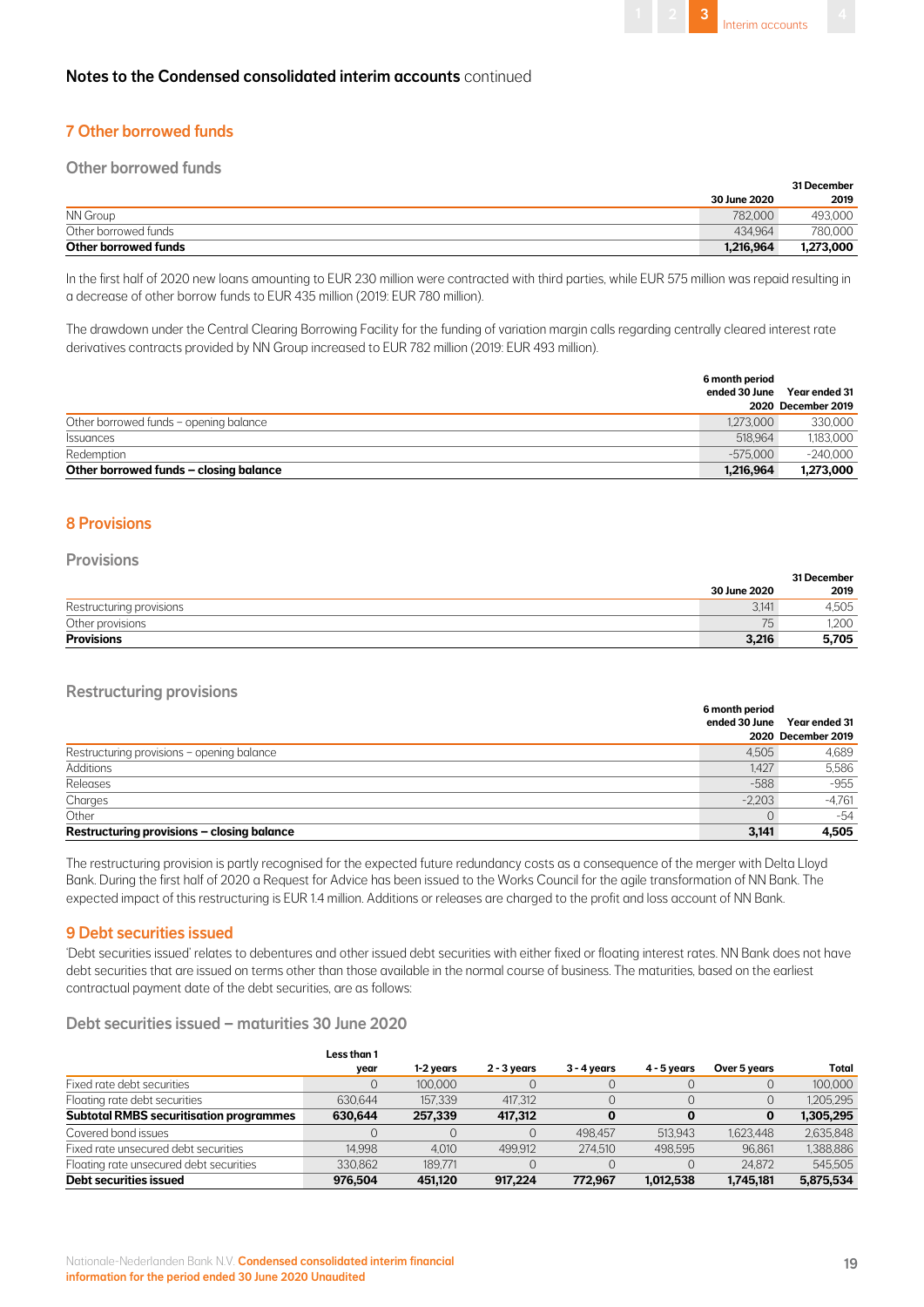## Notes to the Condensed consolidated interim accounts continued

### 7 Other borrowed funds

#### Other borrowed funds

| | 30 June 2020 | 31 December 2019 |
|---|---|---|
| NN Group | 782,000 | 493,000 |
| Other borrowed funds | 434,964 | 780,000 |
| **Other borrowed funds** | **1,216,964** | **1,273,000** |

In the first half of 2020 new loans amounting to EUR 230 million were contracted with third parties, while EUR 575 million was repaid resulting in a decrease of other borrow funds to EUR 435 million (2019: EUR 780 million).

The drawdown under the Central Clearing Borrowing Facility for the funding of variation margin calls regarding centrally cleared interest rate derivatives contracts provided by NN Group increased to EUR 782 million (2019: EUR 493 million).

| | 6 month period ended 30 June 2020 | Year ended 31 December 2019 |
|---|---|---|
| Other borrowed funds – opening balance | 1,273,000 | 330,000 |
| Issuances | 518,964 | 1,183,000 |
| Redemption | -575,000 | -240,000 |
| **Other borrowed funds – closing balance** | **1,216,964** | **1,273,000** |

### 8 Provisions

#### Provisions

| | 30 June 2020 | 31 December 2019 |
|---|---|---|
| Restructuring provisions | 3,141 | 4,505 |
| Other provisions | 75 | 1,200 |
| **Provisions** | **3,216** | **5,705** |

#### Restructuring provisions

| | 6 month period ended 30 June 2020 | Year ended 31 December 2019 |
|---|---|---|
| Restructuring provisions – opening balance | 4,505 | 4,689 |
| Additions | 1,427 | 5,586 |
| Releases | -588 | -955 |
| Charges | -2,203 | -4,761 |
| Other | 0 | -54 |
| **Restructuring provisions – closing balance** | **3,141** | **4,505** |

The restructuring provision is partly recognised for the expected future redundancy costs as a consequence of the merger with Delta Lloyd Bank. During the first half of 2020 a Request for Advice has been issued to the Works Council for the agile transformation of NN Bank. The expected impact of this restructuring is EUR 1.4 million. Additions or releases are charged to the profit and loss account of NN Bank.

### 9 Debt securities issued

'Debt securities issued' relates to debentures and other issued debt securities with either fixed or floating interest rates. NN Bank does not have debt securities that are issued on terms other than those available in the normal course of business. The maturities, based on the earliest contractual payment date of the debt securities, are as follows:

#### Debt securities issued – maturities 30 June 2020

| | Less than 1 year | 1-2 years | 2 - 3 years | 3 - 4 years | 4 - 5 years | Over 5 years | Total |
|---|---|---|---|---|---|---|---|
| Fixed rate debt securities | 0 | 100,000 | 0 | 0 | 0 | 0 | 100,000 |
| Floating rate debt securities | 630,644 | 157,339 | 417,312 | 0 | 0 | 0 | 1,205,295 |
| **Subtotal RMBS securitisation programmes** | **630,644** | **257,339** | **417,312** | **0** | **0** | **0** | **1,305,295** |
| Covered bond issues | 0 | 0 | 0 | 498,457 | 513,943 | 1,623,448 | 2,635,848 |
| Fixed rate unsecured debt securities | 14,998 | 4,010 | 499,912 | 274,510 | 498,595 | 96,861 | 1,388,886 |
| Floating rate unsecured debt securities | 330,862 | 189,771 | 0 | 0 | 0 | 24,872 | 545,505 |
| **Debt securities issued** | **976,504** | **451,120** | **917,224** | **772,967** | **1,012,538** | **1,745,181** | **5,875,534** |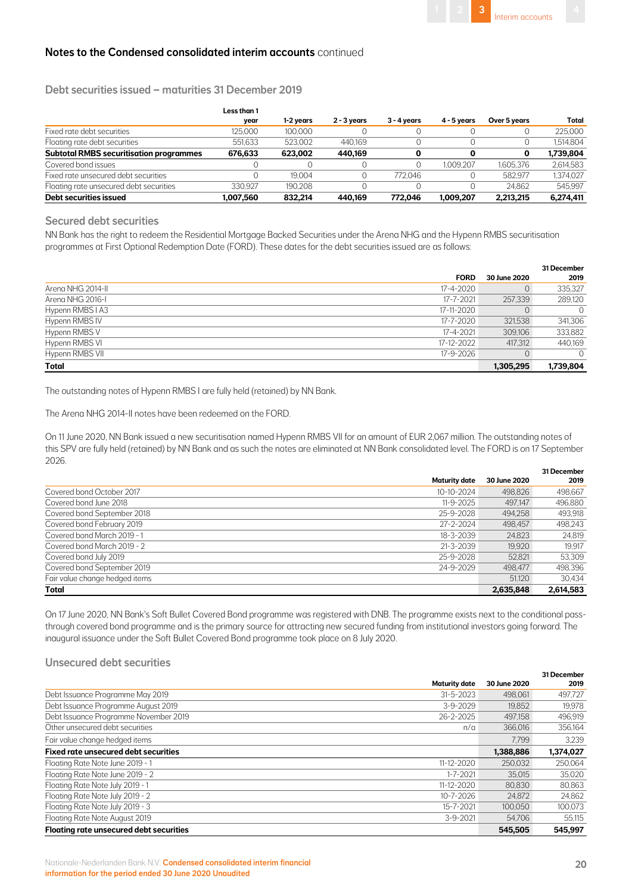## Notes to the Condensed consolidated interim accounts continued

### Debt securities issued – maturities 31 December 2019

| | Less than 1 year | 1-2 years | 2 - 3 years | 3 - 4 years | 4 - 5 years | Over 5 years | Total |
|---|---|---|---|---|---|---|---|
| Fixed rate debt securities | 125,000 | 100,000 | 0 | 0 | 0 | 0 | 225,000 |
| Floating rate debt securities | 551,633 | 523,002 | 440,169 | 0 | 0 | 0 | 1,514,804 |
| **Subtotal RMBS securitisation programmes** | **676,633** | **623,002** | **440,169** | **0** | **0** | **0** | **1,739,804** |
| Covered bond issues | 0 | 0 | 0 | 0 | 1,009,207 | 1,605,376 | 2,614,583 |
| Fixed rate unsecured debt securities | 0 | 19,004 | 0 | 772,046 | 0 | 582,977 | 1,374,027 |
| Floating rate unsecured debt securities | 330,927 | 190,208 | 0 | 0 | 0 | 24,862 | 545,997 |
| **Debt securities issued** | **1,007,560** | **832,214** | **440,169** | **772,046** | **1,009,207** | **2,213,215** | **6,274,411** |

### Secured debt securities

NN Bank has the right to redeem the Residential Mortgage Backed Securities under the Arena NHG and the Hypenn RMBS securitisation programmes at First Optional Redemption Date (FORD). These dates for the debt securities issued are as follows:

| | FORD | 30 June 2020 | 31 December 2019 |
|---|---|---|---|
| Arena NHG 2014-II | 17-4-2020 | 0 | 335,327 |
| Arena NHG 2016-I | 17-7-2021 | 257,339 | 289,120 |
| Hypenn RMBS I A3 | 17-11-2020 | 0 | 0 |
| Hypenn RMBS IV | 17-7-2020 | 321,538 | 341,306 |
| Hypenn RMBS V | 17-4-2021 | 309,106 | 333,882 |
| Hypenn RMBS VI | 17-12-2022 | 417,312 | 440,169 |
| Hypenn RMBS VII | 17-9-2026 | 0 | 0 |
| **Total** | | **1,305,295** | **1,739,804** |

The outstanding notes of Hypenn RMBS I are fully held (retained) by NN Bank.

The Arena NHG 2014-II notes have been redeemed on the FORD.

On 11 June 2020, NN Bank issued a new securitisation named Hypenn RMBS VII for an amount of EUR 2,067 million. The outstanding notes of this SPV are fully held (retained) by NN Bank and as such the notes are eliminated at NN Bank consolidated level. The FORD is on 17 September 2026.

| | Maturity date | 30 June 2020 | 31 December 2019 |
|---|---|---|---|
| Covered bond October 2017 | 10-10-2024 | 498,826 | 498,667 |
| Covered bond June 2018 | 11-9-2025 | 497,147 | 496,880 |
| Covered bond September 2018 | 25-9-2028 | 494,258 | 493,918 |
| Covered bond February 2019 | 27-2-2024 | 498,457 | 498,243 |
| Covered bond March 2019 - 1 | 18-3-2039 | 24,823 | 24,819 |
| Covered bond March 2019 - 2 | 21-3-2039 | 19,920 | 19,917 |
| Covered bond July 2019 | 25-9-2028 | 52,821 | 53,309 |
| Covered bond September 2019 | 24-9-2029 | 498,477 | 498,396 |
| Fair value change hedged items | | 51,120 | 30,434 |
| **Total** | | **2,635,848** | **2,614,583** |

On 17 June 2020, NN Bank's Soft Bullet Covered Bond programme was registered with DNB. The programme exists next to the conditional pass-through covered bond programme and is the primary source for attracting new secured funding from institutional investors going forward. The inaugural issuance under the Soft Bullet Covered Bond programme took place on 8 July 2020.

### Unsecured debt securities

| | Maturity date | 30 June 2020 | 31 December 2019 |
|---|---|---|---|
| Debt Issuance Programme May 2019 | 31-5-2023 | 498,061 | 497,727 |
| Debt Issuance Programme August 2019 | 3-9-2029 | 19,852 | 19,978 |
| Debt Issuance Programme November 2019 | 26-2-2025 | 497,158 | 496,919 |
| Other unsecured debt securities | n/a | 366,016 | 356,164 |
| Fair value change hedged items | | 7,799 | 3,239 |
| **Fixed rate unsecured debt securities** | | **1,388,886** | **1,374,027** |
| Floating Rate Note June 2019 - 1 | 11-12-2020 | 250,032 | 250,064 |
| Floating Rate Note June 2019 - 2 | 1-7-2021 | 35,015 | 35,020 |
| Floating Rate Note July 2019 - 1 | 11-12-2020 | 80,830 | 80,863 |
| Floating Rate Note July 2019 - 2 | 10-7-2026 | 24,872 | 24,862 |
| Floating Rate Note July 2019 - 3 | 15-7-2021 | 100,050 | 100,073 |
| Floating Rate Note August 2019 | 3-9-2021 | 54,706 | 55,115 |
| **Floating rate unsecured debt securities** | | **545,505** | **545,997** |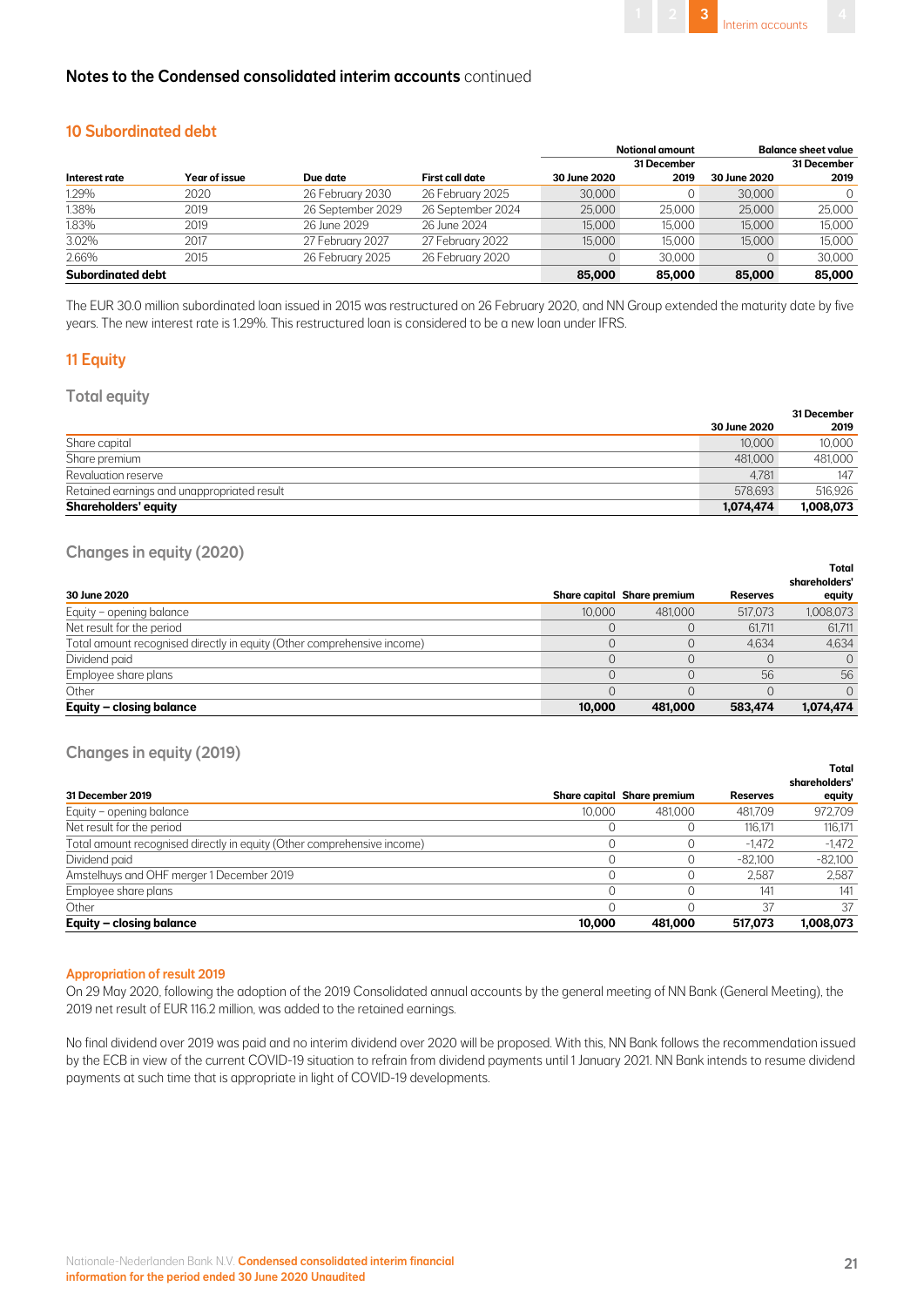## Notes to the Condensed consolidated interim accounts continued

### 10 Subordinated debt

| | | | | Notional amount | | Balance sheet value | |
|---|---|---|---|---|---|---|---|
| Interest rate | Year of issue | Due date | First call date | 30 June 2020 | 31 December 2019 | 30 June 2020 | 31 December 2019 |
| 1.29% | 2020 | 26 February 2030 | 26 February 2025 | 30,000 | 0 | 30,000 | 0 |
| 1.38% | 2019 | 26 September 2029 | 26 September 2024 | 25,000 | 25,000 | 25,000 | 25,000 |
| 1.83% | 2019 | 26 June 2029 | 26 June 2024 | 15,000 | 15,000 | 15,000 | 15,000 |
| 3.02% | 2017 | 27 February 2027 | 27 February 2022 | 15,000 | 15,000 | 15,000 | 15,000 |
| 2.66% | 2015 | 26 February 2025 | 26 February 2020 | 0 | 30,000 | 0 | 30,000 |
| **Subordinated debt** | | | | **85,000** | **85,000** | **85,000** | **85,000** |

The EUR 30.0 million subordinated loan issued in 2015 was restructured on 26 February 2020, and NN Group extended the maturity date by five years. The new interest rate is 1.29%. This restructured loan is considered to be a new loan under IFRS.

### 11 Equity

#### Total equity

| | 30 June 2020 | 31 December 2019 |
|---|---|---|
| Share capital | 10,000 | 10,000 |
| Share premium | 481,000 | 481,000 |
| Revaluation reserve | 4,781 | 147 |
| Retained earnings and unappropriated result | 578,693 | 516,926 |
| **Shareholders' equity** | **1,074,474** | **1,008,073** |

#### Changes in equity (2020)

| 30 June 2020 | Share capital | Share premium | Reserves | Total shareholders' equity |
|---|---|---|---|---|
| Equity – opening balance | 10,000 | 481,000 | 517,073 | 1,008,073 |
| Net result for the period | 0 | 0 | 61,711 | 61,711 |
| Total amount recognised directly in equity (Other comprehensive income) | 0 | 0 | 4,634 | 4,634 |
| Dividend paid | 0 | 0 | 0 | 0 |
| Employee share plans | 0 | 0 | 56 | 56 |
| Other | 0 | 0 | 0 | 0 |
| **Equity – closing balance** | **10,000** | **481,000** | **583,474** | **1,074,474** |

#### Changes in equity (2019)

| 31 December 2019 | Share capital | Share premium | Reserves | Total shareholders' equity |
|---|---|---|---|---|
| Equity – opening balance | 10,000 | 481,000 | 481,709 | 972,709 |
| Net result for the period | 0 | 0 | 116,171 | 116,171 |
| Total amount recognised directly in equity (Other comprehensive income) | 0 | 0 | -1,472 | -1,472 |
| Dividend paid | 0 | 0 | -82,100 | -82,100 |
| Amstelhuys and OHF merger 1 December 2019 | 0 | 0 | 2,587 | 2,587 |
| Employee share plans | 0 | 0 | 141 | 141 |
| Other | 0 | 0 | 37 | 37 |
| **Equity – closing balance** | **10,000** | **481,000** | **517,073** | **1,008,073** |

#### Appropriation of result 2019

On 29 May 2020, following the adoption of the 2019 Consolidated annual accounts by the general meeting of NN Bank (General Meeting), the 2019 net result of EUR 116.2 million, was added to the retained earnings.

No final dividend over 2019 was paid and no interim dividend over 2020 will be proposed. With this, NN Bank follows the recommendation issued by the ECB in view of the current COVID-19 situation to refrain from dividend payments until 1 January 2021. NN Bank intends to resume dividend payments at such time that is appropriate in light of COVID-19 developments.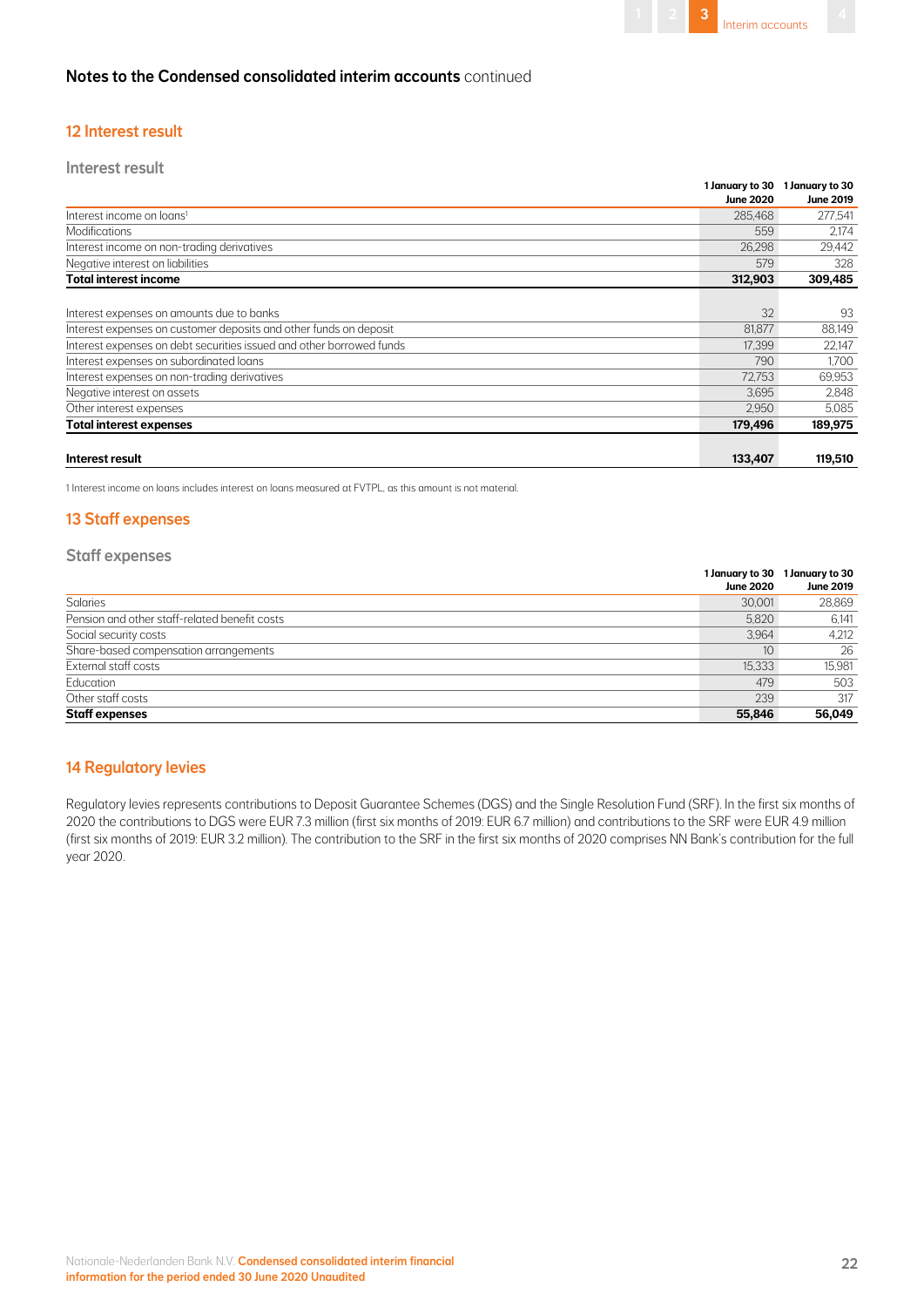## Notes to the Condensed consolidated interim accounts continued

### 12 Interest result

#### Interest result

| | 1 January to 30 June 2020 | 1 January to 30 June 2019 |
|---|---|---|
| Interest income on loans[1] | 285,468 | 277,541 |
| Modifications | 559 | 2,174 |
| Interest income on non-trading derivatives | 26,298 | 29,442 |
| Negative interest on liabilities | 579 | 328 |
| **Total interest income** | **312,903** | **309,485** |
| | | |
| Interest expenses on amounts due to banks | 32 | 93 |
| Interest expenses on customer deposits and other funds on deposit | 81,877 | 88,149 |
| Interest expenses on debt securities issued and other borrowed funds | 17,399 | 22,147 |
| Interest expenses on subordinated loans | 790 | 1,700 |
| Interest expenses on non-trading derivatives | 72,753 | 69,953 |
| Negative interest on assets | 3,695 | 2,848 |
| Other interest expenses | 2,950 | 5,085 |
| **Total interest expenses** | **179,496** | **189,975** |
| | | |
| **Interest result** | **133,407** | **119,510** |

1 Interest income on loans includes interest on loans measured at FVTPL, as this amount is not material.

### 13 Staff expenses

#### Staff expenses

| | 1 January to 30 June 2020 | 1 January to 30 June 2019 |
|---|---|---|
| Salaries | 30,001 | 28,869 |
| Pension and other staff-related benefit costs | 5,820 | 6,141 |
| Social security costs | 3,964 | 4,212 |
| Share-based compensation arrangements | 10 | 26 |
| External staff costs | 15,333 | 15,981 |
| Education | 479 | 503 |
| Other staff costs | 239 | 317 |
| **Staff expenses** | **55,846** | **56,049** |

### 14 Regulatory levies

Regulatory levies represents contributions to Deposit Guarantee Schemes (DGS) and the Single Resolution Fund (SRF). In the first six months of 2020 the contributions to DGS were EUR 7.3 million (first six months of 2019: EUR 6.7 million) and contributions to the SRF were EUR 4.9 million (first six months of 2019: EUR 3.2 million). The contribution to the SRF in the first six months of 2020 comprises NN Bank's contribution for the full year 2020.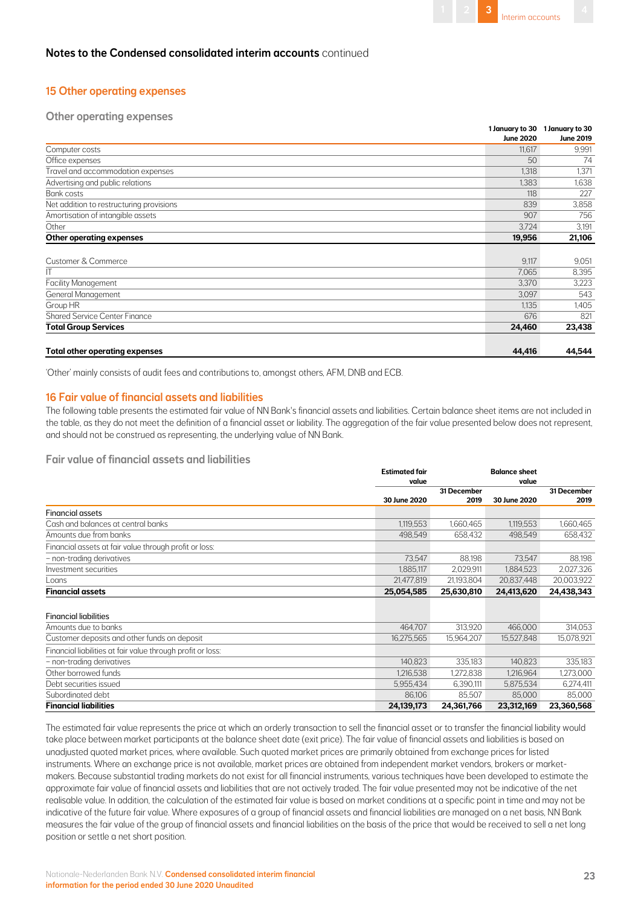## Notes to the Condensed consolidated interim accounts continued

### 15 Other operating expenses

#### Other operating expenses

| | 1 January to 30 June 2020 | 1 January to 30 June 2019 |
|---|---|---|
| Computer costs | 11,617 | 9,991 |
| Office expenses | 50 | 74 |
| Travel and accommodation expenses | 1,318 | 1,371 |
| Advertising and public relations | 1,383 | 1,638 |
| Bank costs | 118 | 227 |
| Net addition to restructuring provisions | 839 | 3,858 |
| Amortisation of intangible assets | 907 | 756 |
| Other | 3,724 | 3,191 |
| **Other operating expenses** | **19,956** | **21,106** |
| | | |
| Customer & Commerce | 9,117 | 9,051 |
| IT | 7,065 | 8,395 |
| Facility Management | 3,370 | 3,223 |
| General Management | 3,097 | 543 |
| Group HR | 1,135 | 1,405 |
| Shared Service Center Finance | 676 | 821 |
| **Total Group Services** | **24,460** | **23,438** |
| | | |
| **Total other operating expenses** | **44,416** | **44,544** |

'Other' mainly consists of audit fees and contributions to, amongst others, AFM, DNB and ECB.

### 16 Fair value of financial assets and liabilities

The following table presents the estimated fair value of NN Bank's financial assets and liabilities. Certain balance sheet items are not included in the table, as they do not meet the definition of a financial asset or liability. The aggregation of the fair value presented below does not represent, and should not be construed as representing, the underlying value of NN Bank.

#### Fair value of financial assets and liabilities

| | Estimated fair value | | Balance sheet value | |
|---|---|---|---|---|
| | 30 June 2020 | 31 December 2019 | 30 June 2020 | 31 December 2019 |
| Financial assets | | | | |
| Cash and balances at central banks | 1,119,553 | 1,660,465 | 1,119,553 | 1,660,465 |
| Amounts due from banks | 498,549 | 658,432 | 498,549 | 658,432 |
| Financial assets at fair value through profit or loss: | | | | |
| – non-trading derivatives | 73,547 | 88,198 | 73,547 | 88,198 |
| Investment securities | 1,885,117 | 2,029,911 | 1,884,523 | 2,027,326 |
| Loans | 21,477,819 | 21,193,804 | 20,837,448 | 20,003,922 |
| **Financial assets** | **25,054,585** | **25,630,810** | **24,413,620** | **24,438,343** |
| | | | | |
| Financial liabilities | | | | |
| Amounts due to banks | 464,707 | 313,920 | 466,000 | 314,053 |
| Customer deposits and other funds on deposit | 16,275,565 | 15,964,207 | 15,527,848 | 15,078,921 |
| Financial liabilities at fair value through profit or loss: | | | | |
| – non-trading derivatives | 140,823 | 335,183 | 140,823 | 335,183 |
| Other borrowed funds | 1,216,538 | 1,272,838 | 1,216,964 | 1,273,000 |
| Debt securities issued | 5,955,434 | 6,390,111 | 5,875,534 | 6,274,411 |
| Subordinated debt | 86,106 | 85,507 | 85,000 | 85,000 |
| **Financial liabilities** | **24,139,173** | **24,361,766** | **23,312,169** | **23,360,568** |

The estimated fair value represents the price at which an orderly transaction to sell the financial asset or to transfer the financial liability would take place between market participants at the balance sheet date (exit price). The fair value of financial assets and liabilities is based on unadjusted quoted market prices, where available. Such quoted market prices are primarily obtained from exchange prices for listed instruments. Where an exchange price is not available, market prices are obtained from independent market vendors, brokers or market-makers. Because substantial trading markets do not exist for all financial instruments, various techniques have been developed to estimate the approximate fair value of financial assets and liabilities that are not actively traded. The fair value presented may not be indicative of the net realisable value. In addition, the calculation of the estimated fair value is based on market conditions at a specific point in time and may not be indicative of the future fair value. Where exposures of a group of financial assets and financial liabilities are managed on a net basis, NN Bank measures the fair value of the group of financial assets and financial liabilities on the basis of the price that would be received to sell a net long position or settle a net short position.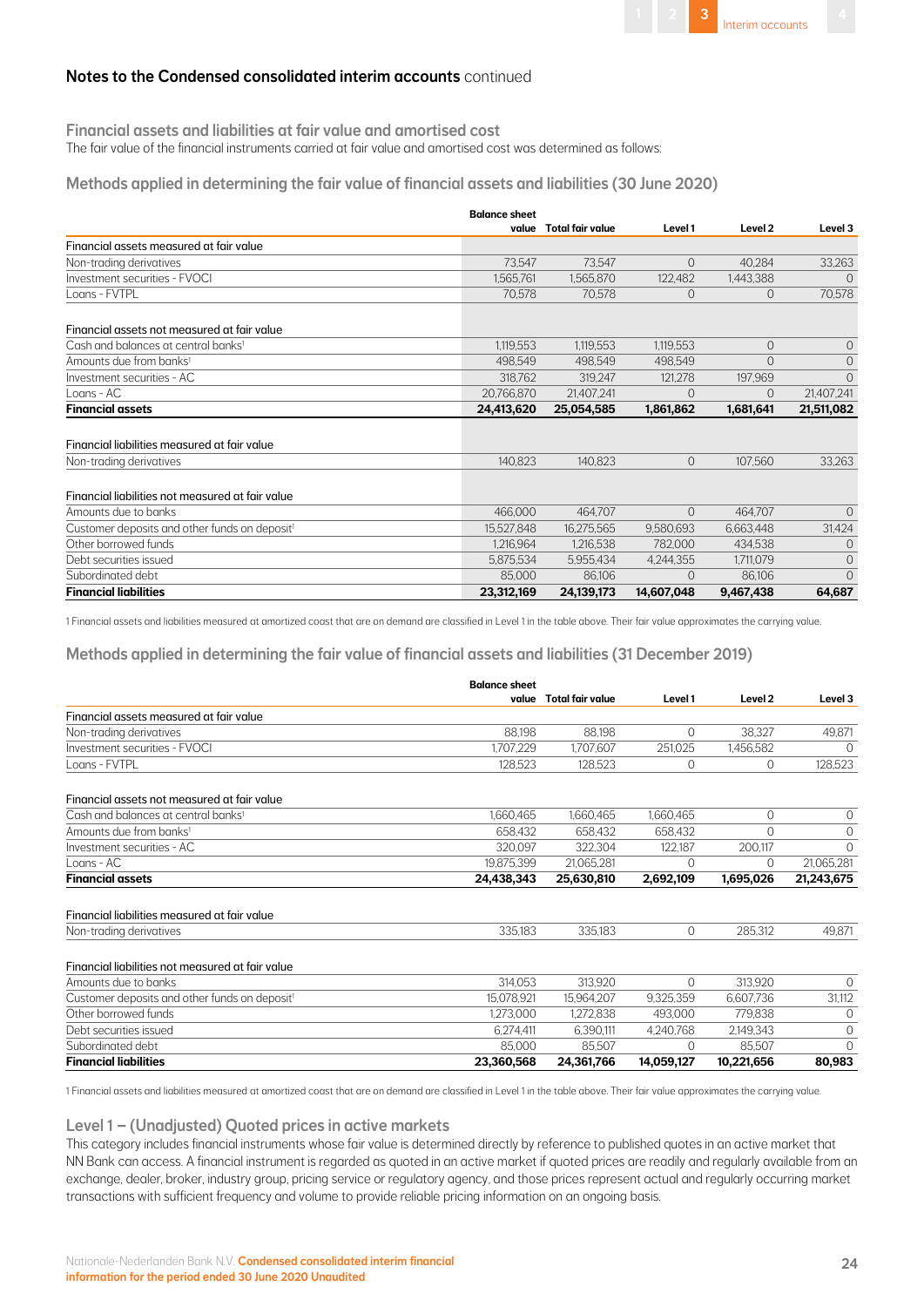## Notes to the Condensed consolidated interim accounts continued

### Financial assets and liabilities at fair value and amortised cost

The fair value of the financial instruments carried at fair value and amortised cost was determined as follows:

### Methods applied in determining the fair value of financial assets and liabilities (30 June 2020)

| | Balance sheet value | Total fair value | Level 1 | Level 2 | Level 3 |
|---|---|---|---|---|---|
| Financial assets measured at fair value | | | | | |
| Non-trading derivatives | 73,547 | 73,547 | 0 | 40,284 | 33,263 |
| Investment securities - FVOCI | 1,565,761 | 1,565,870 | 122,482 | 1,443,388 | 0 |
| Loans - FVTPL | 70,578 | 70,578 | 0 | 0 | 70,578 |
| | | | | | |
| Financial assets not measured at fair value | | | | | |
| Cash and balances at central banks[1] | 1,119,553 | 1,119,553 | 1,119,553 | 0 | 0 |
| Amounts due from banks[1] | 498,549 | 498,549 | 498,549 | 0 | 0 |
| Investment securities - AC | 318,762 | 319,247 | 121,278 | 197,969 | 0 |
| Loans - AC | 20,766,870 | 21,407,241 | 0 | 0 | 21,407,241 |
| **Financial assets** | **24,413,620** | **25,054,585** | **1,861,862** | **1,681,641** | **21,511,082** |
| | | | | | |
| Financial liabilities measured at fair value | | | | | |
| Non-trading derivatives | 140,823 | 140,823 | 0 | 107,560 | 33,263 |
| | | | | | |
| Financial liabilities not measured at fair value | | | | | |
| Amounts due to banks | 466,000 | 464,707 | 0 | 464,707 | 0 |
| Customer deposits and other funds on deposit[1] | 15,527,848 | 16,275,565 | 9,580,693 | 6,663,448 | 31,424 |
| Other borrowed funds | 1,216,964 | 1,216,538 | 782,000 | 434,538 | 0 |
| Debt securities issued | 5,875,534 | 5,955,434 | 4,244,355 | 1,711,079 | 0 |
| Subordinated debt | 85,000 | 86,106 | 0 | 86,106 | 0 |
| **Financial liabilities** | **23,312,169** | **24,139,173** | **14,607,048** | **9,467,438** | **64,687** |

1 Financial assets and liabilities measured at amortized coast that are on demand are classified in Level 1 in the table above. Their fair value approximates the carrying value.

### Methods applied in determining the fair value of financial assets and liabilities (31 December 2019)

| | Balance sheet value | Total fair value | Level 1 | Level 2 | Level 3 |
|---|---|---|---|---|---|
| Financial assets measured at fair value | | | | | |
| Non-trading derivatives | 88,198 | 88,198 | 0 | 38,327 | 49,871 |
| Investment securities - FVOCI | 1,707,229 | 1,707,607 | 251,025 | 1,456,582 | 0 |
| Loans - FVTPL | 128,523 | 128,523 | 0 | 0 | 128,523 |
| | | | | | |
| Financial assets not measured at fair value | | | | | |
| Cash and balances at central banks[1] | 1,660,465 | 1,660,465 | 1,660,465 | 0 | 0 |
| Amounts due from banks[1] | 658,432 | 658,432 | 658,432 | 0 | 0 |
| Investment securities - AC | 320,097 | 322,304 | 122,187 | 200,117 | 0 |
| Loans - AC | 19,875,399 | 21,065,281 | 0 | 0 | 21,065,281 |
| **Financial assets** | **24,438,343** | **25,630,810** | **2,692,109** | **1,695,026** | **21,243,675** |
| | | | | | |
| Financial liabilities measured at fair value | | | | | |
| Non-trading derivatives | 335,183 | 335,183 | 0 | 285,312 | 49,871 |
| | | | | | |
| Financial liabilities not measured at fair value | | | | | |
| Amounts due to banks | 314,053 | 313,920 | 0 | 313,920 | 0 |
| Customer deposits and other funds on deposit[1] | 15,078,921 | 15,964,207 | 9,325,359 | 6,607,736 | 31,112 |
| Other borrowed funds | 1,273,000 | 1,272,838 | 493,000 | 779,838 | 0 |
| Debt securities issued | 6,274,411 | 6,390,111 | 4,240,768 | 2,149,343 | 0 |
| Subordinated debt | 85,000 | 85,507 | 0 | 85,507 | 0 |
| **Financial liabilities** | **23,360,568** | **24,361,766** | **14,059,127** | **10,221,656** | **80,983** |

1 Financial assets and liabilities measured at amortized coast that are on demand are classified in Level 1 in the table above. Their fair value approximates the carrying value.

### Level 1 – (Unadjusted) Quoted prices in active markets

This category includes financial instruments whose fair value is determined directly by reference to published quotes in an active market that NN Bank can access. A financial instrument is regarded as quoted in an active market if quoted prices are readily and regularly available from an exchange, dealer, broker, industry group, pricing service or regulatory agency, and those prices represent actual and regularly occurring market transactions with sufficient frequency and volume to provide reliable pricing information on an ongoing basis.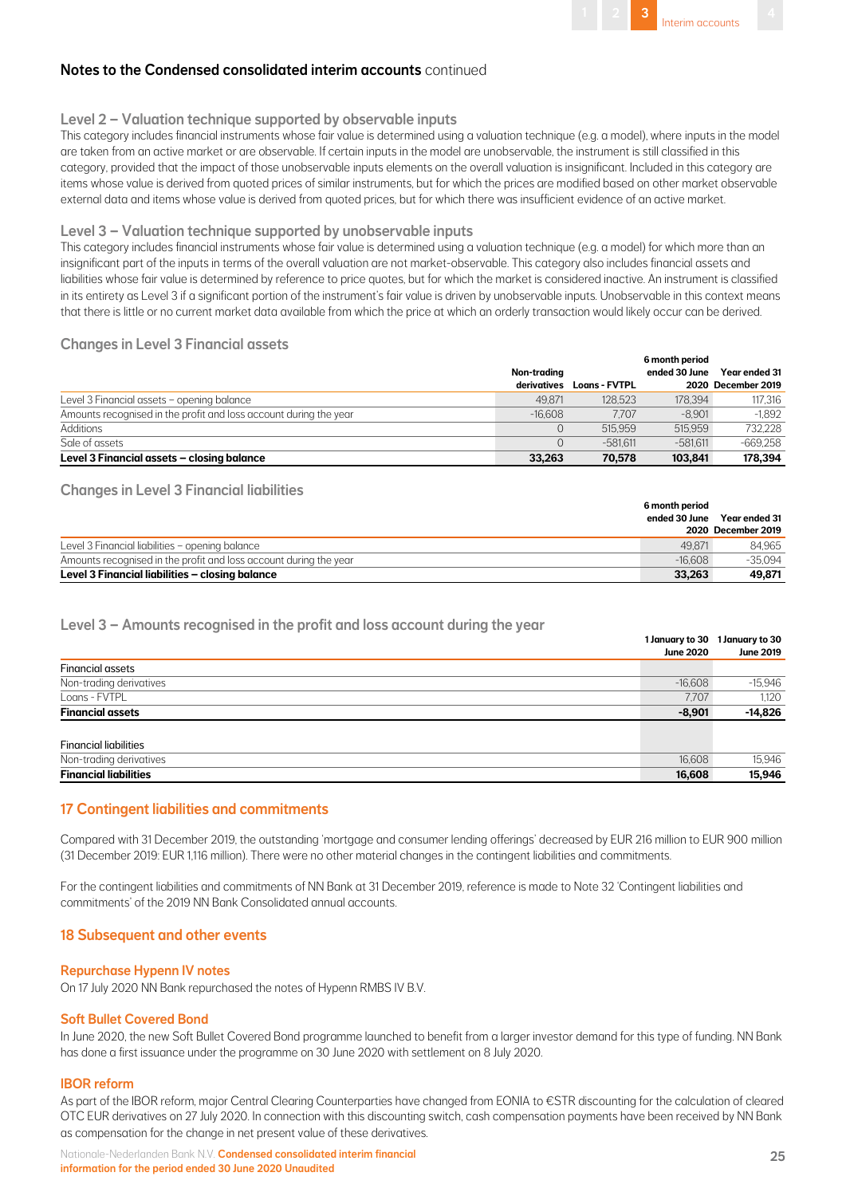## Notes to the Condensed consolidated interim accounts continued

### Level 2 – Valuation technique supported by observable inputs

This category includes financial instruments whose fair value is determined using a valuation technique (e.g. a model), where inputs in the model are taken from an active market or are observable. If certain inputs in the model are unobservable, the instrument is still classified in this category, provided that the impact of those unobservable inputs elements on the overall valuation is insignificant. Included in this category are items whose value is derived from quoted prices of similar instruments, but for which the prices are modified based on other market observable external data and items whose value is derived from quoted prices, but for which there was insufficient evidence of an active market.

### Level 3 – Valuation technique supported by unobservable inputs

This category includes financial instruments whose fair value is determined using a valuation technique (e.g. a model) for which more than an insignificant part of the inputs in terms of the overall valuation are not market-observable. This category also includes financial assets and liabilities whose fair value is determined by reference to price quotes, but for which the market is considered inactive. An instrument is classified in its entirety as Level 3 if a significant portion of the instrument's fair value is driven by unobservable inputs. Unobservable in this context means that there is little or no current market data available from which the price at which an orderly transaction would likely occur can be derived.

### Changes in Level 3 Financial assets

| | Non-trading derivatives | Loans - FVTPL | 6 month period ended 30 June 2020 | Year ended 31 December 2019 |
|---|---|---|---|---|
| Level 3 Financial assets – opening balance | 49,871 | 128,523 | 178,394 | 117,316 |
| Amounts recognised in the profit and loss account during the year | -16,608 | 7,707 | -8,901 | -1,892 |
| Additions | 0 | 515,959 | 515,959 | 732,228 |
| Sale of assets | 0 | -581,611 | -581,611 | -669,258 |
| **Level 3 Financial assets – closing balance** | **33,263** | **70,578** | **103,841** | **178,394** |

### Changes in Level 3 Financial liabilities

| | 6 month period ended 30 June 2020 | Year ended 31 December 2019 |
|---|---|---|
| Level 3 Financial liabilities – opening balance | 49,871 | 84,965 |
| Amounts recognised in the profit and loss account during the year | -16,608 | -35,094 |
| **Level 3 Financial liabilities – closing balance** | **33,263** | **49,871** |

### Level 3 – Amounts recognised in the profit and loss account during the year

| | 1 January to 30 June 2020 | 1 January to 30 June 2019 |
|---|---|---|
| Financial assets | | |
| Non-trading derivatives | -16,608 | -15,946 |
| Loans - FVTPL | 7,707 | 1,120 |
| **Financial assets** | **-8,901** | **-14,826** |
| | | |
| Financial liabilities | | |
| Non-trading derivatives | 16,608 | 15,946 |
| **Financial liabilities** | **16,608** | **15,946** |

## 17 Contingent liabilities and commitments

Compared with 31 December 2019, the outstanding 'mortgage and consumer lending offerings' decreased by EUR 216 million to EUR 900 million (31 December 2019: EUR 1,116 million). There were no other material changes in the contingent liabilities and commitments.

For the contingent liabilities and commitments of NN Bank at 31 December 2019, reference is made to Note 32 'Contingent liabilities and commitments' of the 2019 NN Bank Consolidated annual accounts.

## 18 Subsequent and other events

### Repurchase Hypenn IV notes

On 17 July 2020 NN Bank repurchased the notes of Hypenn RMBS IV B.V.

### Soft Bullet Covered Bond

In June 2020, the new Soft Bullet Covered Bond programme launched to benefit from a larger investor demand for this type of funding. NN Bank has done a first issuance under the programme on 30 June 2020 with settlement on 8 July 2020.

### IBOR reform

As part of the IBOR reform, major Central Clearing Counterparties have changed from EONIA to €STR discounting for the calculation of cleared OTC EUR derivatives on 27 July 2020. In connection with this discounting switch, cash compensation payments have been received by NN Bank as compensation for the change in net present value of these derivatives.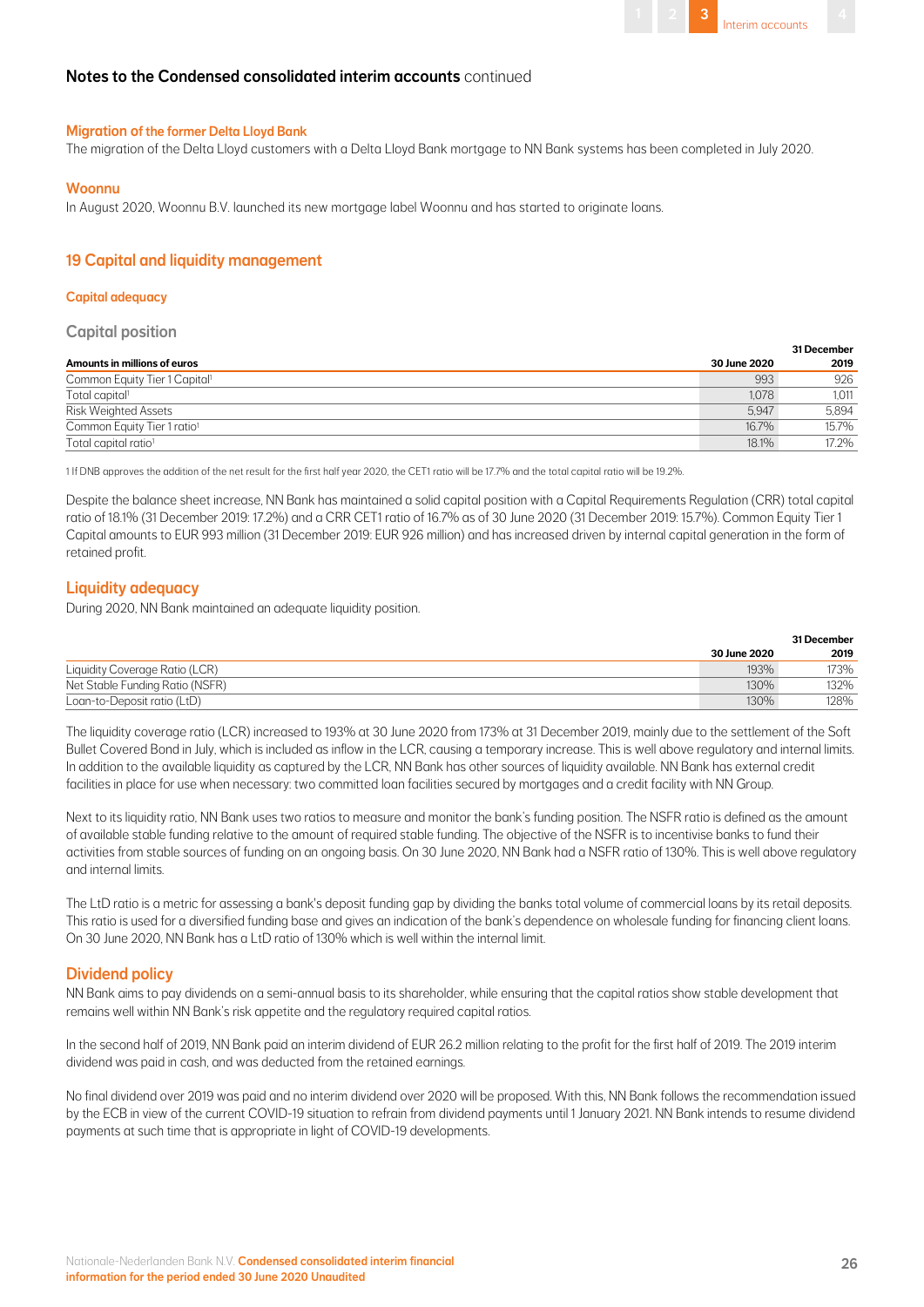## Notes to the Condensed consolidated interim accounts continued

#### Migration of the former Delta Lloyd Bank

The migration of the Delta Lloyd customers with a Delta Lloyd Bank mortgage to NN Bank systems has been completed in July 2020.

#### Woonnu

In August 2020, Woonnu B.V. launched its new mortgage label Woonnu and has started to originate loans.

## 19 Capital and liquidity management

#### Capital adequacy

### Capital position

| Amounts in millions of euros | 30 June 2020 | 31 December 2019 |
|---|---|---|
| Common Equity Tier 1 Capital[1] | 993 | 926 |
| Total capital[1] | 1,078 | 1,011 |
| Risk Weighted Assets | 5,947 | 5,894 |
| Common Equity Tier 1 ratio[1] | 16.7% | 15.7% |
| Total capital ratio[1] | 18.1% | 17.2% |

1 If DNB approves the addition of the net result for the first half year 2020, the CET1 ratio will be 17.7% and the total capital ratio will be 19.2%.

Despite the balance sheet increase, NN Bank has maintained a solid capital position with a Capital Requirements Regulation (CRR) total capital ratio of 18.1% (31 December 2019: 17.2%) and a CRR CET1 ratio of 16.7% as of 30 June 2020 (31 December 2019: 15.7%). Common Equity Tier 1 Capital amounts to EUR 993 million (31 December 2019: EUR 926 million) and has increased driven by internal capital generation in the form of retained profit.

### Liquidity adequacy

During 2020, NN Bank maintained an adequate liquidity position.

| | 30 June 2020 | 31 December 2019 |
|---|---|---|
| Liquidity Coverage Ratio (LCR) | 193% | 173% |
| Net Stable Funding Ratio (NSFR) | 130% | 132% |
| Loan-to-Deposit ratio (LtD) | 130% | 128% |

The liquidity coverage ratio (LCR) increased to 193% at 30 June 2020 from 173% at 31 December 2019, mainly due to the settlement of the Soft Bullet Covered Bond in July, which is included as inflow in the LCR, causing a temporary increase. This is well above regulatory and internal limits. In addition to the available liquidity as captured by the LCR, NN Bank has other sources of liquidity available. NN Bank has external credit facilities in place for use when necessary: two committed loan facilities secured by mortgages and a credit facility with NN Group.

Next to its liquidity ratio, NN Bank uses two ratios to measure and monitor the bank's funding position. The NSFR ratio is defined as the amount of available stable funding relative to the amount of required stable funding. The objective of the NSFR is to incentivise banks to fund their activities from stable sources of funding on an ongoing basis. On 30 June 2020, NN Bank had a NSFR ratio of 130%. This is well above regulatory and internal limits.

The LtD ratio is a metric for assessing a bank's deposit funding gap by dividing the banks total volume of commercial loans by its retail deposits. This ratio is used for a diversified funding base and gives an indication of the bank's dependence on wholesale funding for financing client loans. On 30 June 2020, NN Bank has a LtD ratio of 130% which is well within the internal limit.

### Dividend policy

NN Bank aims to pay dividends on a semi-annual basis to its shareholder, while ensuring that the capital ratios show stable development that remains well within NN Bank's risk appetite and the regulatory required capital ratios.

In the second half of 2019, NN Bank paid an interim dividend of EUR 26.2 million relating to the profit for the first half of 2019. The 2019 interim dividend was paid in cash, and was deducted from the retained earnings.

No final dividend over 2019 was paid and no interim dividend over 2020 will be proposed. With this, NN Bank follows the recommendation issued by the ECB in view of the current COVID-19 situation to refrain from dividend payments until 1 January 2021. NN Bank intends to resume dividend payments at such time that is appropriate in light of COVID-19 developments.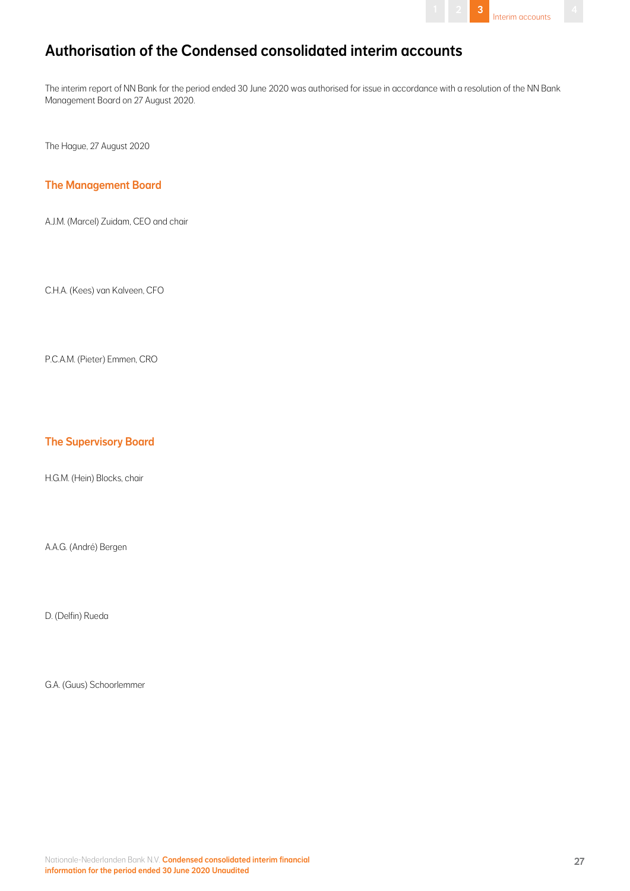# Authorisation of the Condensed consolidated interim accounts

The interim report of NN Bank for the period ended 30 June 2020 was authorised for issue in accordance with a resolution of the NN Bank Management Board on 27 August 2020.

The Hague, 27 August 2020

## The Management Board

A.J.M. (Marcel) Zuidam, CEO and chair

C.H.A. (Kees) van Kalveen, CFO

P.C.A.M. (Pieter) Emmen, CRO

## The Supervisory Board

H.G.M. (Hein) Blocks, chair

A.A.G. (André) Bergen

D. (Delfin) Rueda

G.A. (Guus) Schoorlemmer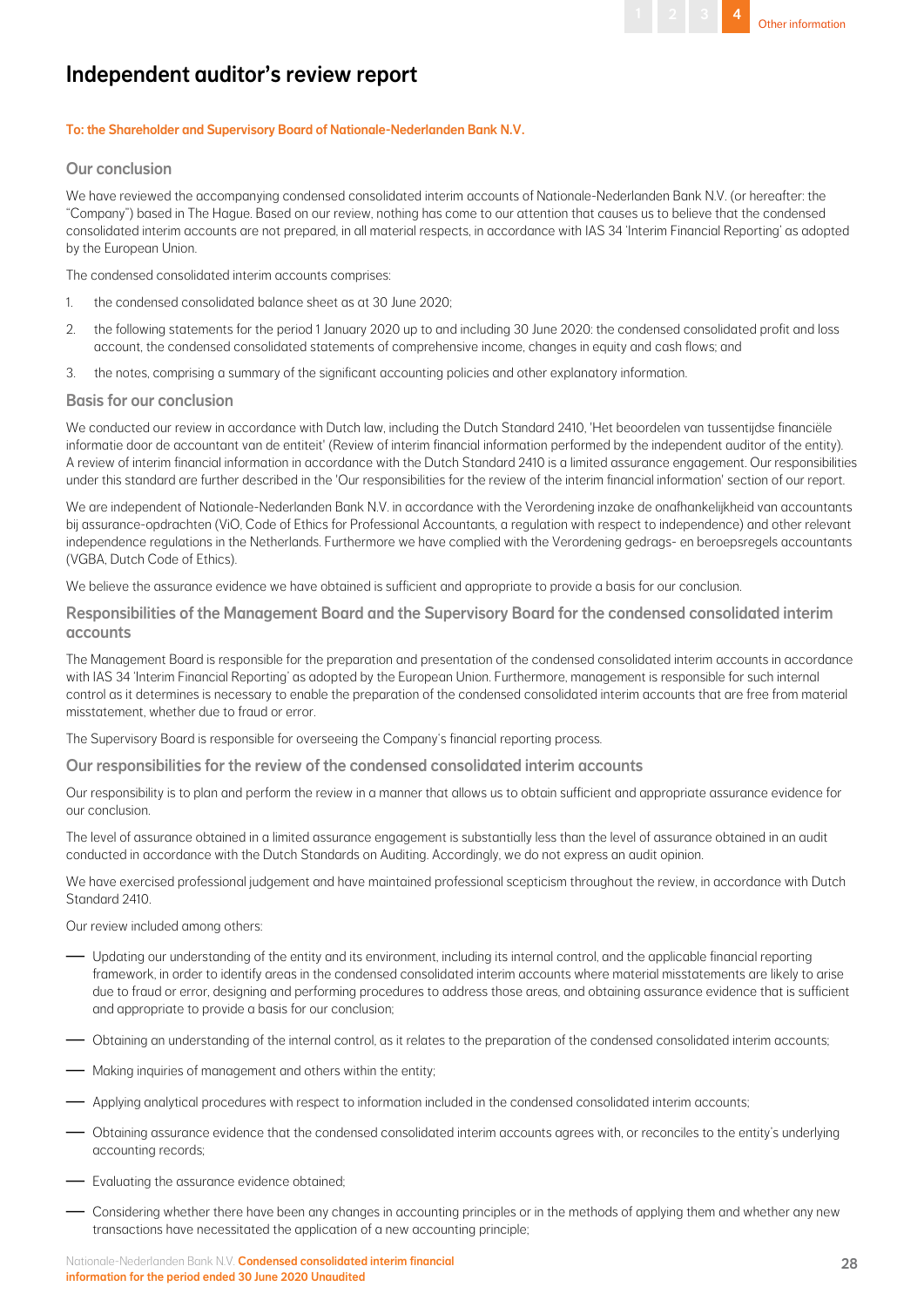# Independent auditor's review report

**To: the Shareholder and Supervisory Board of Nationale-Nederlanden Bank N.V.**

## Our conclusion

We have reviewed the accompanying condensed consolidated interim accounts of Nationale-Nederlanden Bank N.V. (or hereafter: the "Company") based in The Hague. Based on our review, nothing has come to our attention that causes us to believe that the condensed consolidated interim accounts are not prepared, in all material respects, in accordance with IAS 34 'Interim Financial Reporting' as adopted by the European Union.

The condensed consolidated interim accounts comprises:

1. the condensed consolidated balance sheet as at 30 June 2020;
2. the following statements for the period 1 January 2020 up to and including 30 June 2020: the condensed consolidated profit and loss account, the condensed consolidated statements of comprehensive income, changes in equity and cash flows; and
3. the notes, comprising a summary of the significant accounting policies and other explanatory information.

## Basis for our conclusion

We conducted our review in accordance with Dutch law, including the Dutch Standard 2410, 'Het beoordelen van tussentijdse financiële informatie door de accountant van de entiteit' (Review of interim financial information performed by the independent auditor of the entity). A review of interim financial information in accordance with the Dutch Standard 2410 is a limited assurance engagement. Our responsibilities under this standard are further described in the 'Our responsibilities for the review of the interim financial information' section of our report.

We are independent of Nationale-Nederlanden Bank N.V. in accordance with the Verordening inzake de onafhankelijkheid van accountants bij assurance-opdrachten (ViO, Code of Ethics for Professional Accountants, a regulation with respect to independence) and other relevant independence regulations in the Netherlands. Furthermore we have complied with the Verordening gedrags- en beroepsregels accountants (VGBA, Dutch Code of Ethics).

We believe the assurance evidence we have obtained is sufficient and appropriate to provide a basis for our conclusion.

## Responsibilities of the Management Board and the Supervisory Board for the condensed consolidated interim accounts

The Management Board is responsible for the preparation and presentation of the condensed consolidated interim accounts in accordance with IAS 34 'Interim Financial Reporting' as adopted by the European Union. Furthermore, management is responsible for such internal control as it determines is necessary to enable the preparation of the condensed consolidated interim accounts that are free from material misstatement, whether due to fraud or error.

The Supervisory Board is responsible for overseeing the Company's financial reporting process.

## Our responsibilities for the review of the condensed consolidated interim accounts

Our responsibility is to plan and perform the review in a manner that allows us to obtain sufficient and appropriate assurance evidence for our conclusion.

The level of assurance obtained in a limited assurance engagement is substantially less than the level of assurance obtained in an audit conducted in accordance with the Dutch Standards on Auditing. Accordingly, we do not express an audit opinion.

We have exercised professional judgement and have maintained professional scepticism throughout the review, in accordance with Dutch Standard 2410.

Our review included among others:

- Updating our understanding of the entity and its environment, including its internal control, and the applicable financial reporting framework, in order to identify areas in the condensed consolidated interim accounts where material misstatements are likely to arise due to fraud or error, designing and performing procedures to address those areas, and obtaining assurance evidence that is sufficient and appropriate to provide a basis for our conclusion;
- Obtaining an understanding of the internal control, as it relates to the preparation of the condensed consolidated interim accounts;
- Making inquiries of management and others within the entity;
- Applying analytical procedures with respect to information included in the condensed consolidated interim accounts;
- Obtaining assurance evidence that the condensed consolidated interim accounts agrees with, or reconciles to the entity's underlying accounting records;
- Evaluating the assurance evidence obtained;
- Considering whether there have been any changes in accounting principles or in the methods of applying them and whether any new transactions have necessitated the application of a new accounting principle;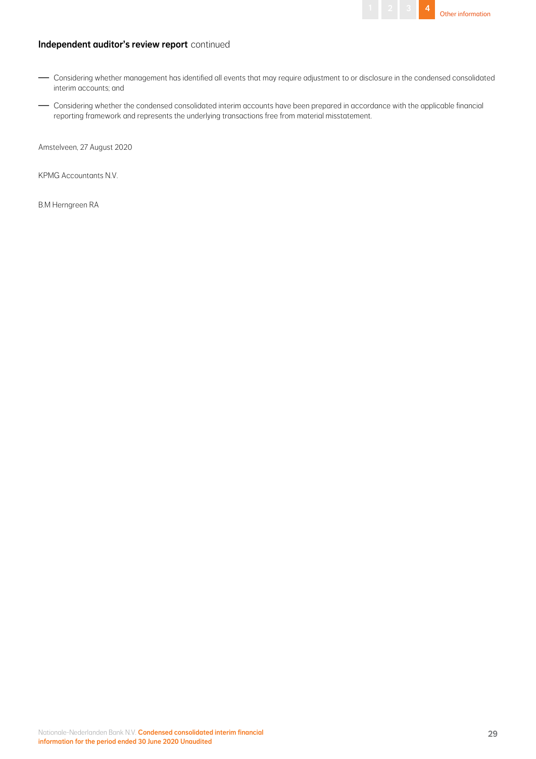**Independent auditor's review report** continued

- Considering whether management has identified all events that may require adjustment to or disclosure in the condensed consolidated interim accounts; and
- Considering whether the condensed consolidated interim accounts have been prepared in accordance with the applicable financial reporting framework and represents the underlying transactions free from material misstatement.

Amstelveen, 27 August 2020

KPMG Accountants N.V.

B.M Herngreen RA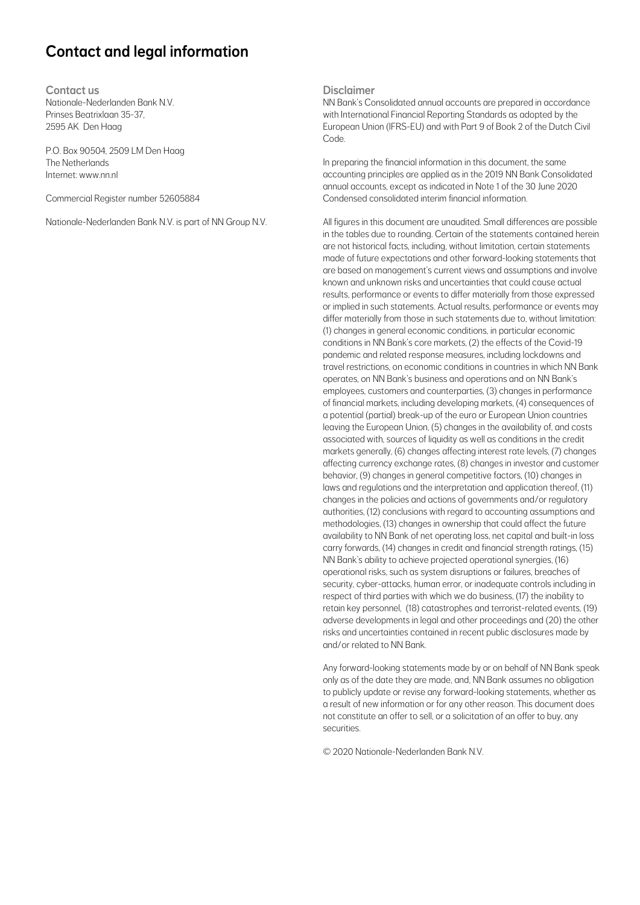# Contact and legal information

## Contact us

Nationale-Nederlanden Bank N.V.
Prinses Beatrixlaan 35-37,
2595 AK Den Haag

P.O. Box 90504, 2509 LM Den Haag
The Netherlands
Internet: www.nn.nl

Commercial Register number 52605884

Nationale-Nederlanden Bank N.V. is part of NN Group N.V.

## Disclaimer

NN Bank's Consolidated annual accounts are prepared in accordance with International Financial Reporting Standards as adopted by the European Union (IFRS-EU) and with Part 9 of Book 2 of the Dutch Civil Code.

In preparing the financial information in this document, the same accounting principles are applied as in the 2019 NN Bank Consolidated annual accounts, except as indicated in Note 1 of the 30 June 2020 Condensed consolidated interim financial information.

All figures in this document are unaudited. Small differences are possible in the tables due to rounding. Certain of the statements contained herein are not historical facts, including, without limitation, certain statements made of future expectations and other forward-looking statements that are based on management's current views and assumptions and involve known and unknown risks and uncertainties that could cause actual results, performance or events to differ materially from those expressed or implied in such statements. Actual results, performance or events may differ materially from those in such statements due to, without limitation: (1) changes in general economic conditions, in particular economic conditions in NN Bank's core markets, (2) the effects of the Covid-19 pandemic and related response measures, including lockdowns and travel restrictions, on economic conditions in countries in which NN Bank operates, on NN Bank's business and operations and on NN Bank's employees, customers and counterparties, (3) changes in performance of financial markets, including developing markets, (4) consequences of a potential (partial) break-up of the euro or European Union countries leaving the European Union, (5) changes in the availability of, and costs associated with, sources of liquidity as well as conditions in the credit markets generally, (6) changes affecting interest rate levels, (7) changes affecting currency exchange rates, (8) changes in investor and customer behavior, (9) changes in general competitive factors, (10) changes in laws and regulations and the interpretation and application thereof, (11) changes in the policies and actions of governments and/or regulatory authorities, (12) conclusions with regard to accounting assumptions and methodologies, (13) changes in ownership that could affect the future availability to NN Bank of net operating loss, net capital and built-in loss carry forwards, (14) changes in credit and financial strength ratings, (15) NN Bank's ability to achieve projected operational synergies, (16) operational risks, such as system disruptions or failures, breaches of security, cyber-attacks, human error, or inadequate controls including in respect of third parties with which we do business, (17) the inability to retain key personnel, (18) catastrophes and terrorist-related events, (19) adverse developments in legal and other proceedings and (20) the other risks and uncertainties contained in recent public disclosures made by and/or related to NN Bank.

Any forward-looking statements made by or on behalf of NN Bank speak only as of the date they are made, and, NN Bank assumes no obligation to publicly update or revise any forward-looking statements, whether as a result of new information or for any other reason. This document does not constitute an offer to sell, or a solicitation of an offer to buy, any securities.

© 2020 Nationale-Nederlanden Bank N.V.